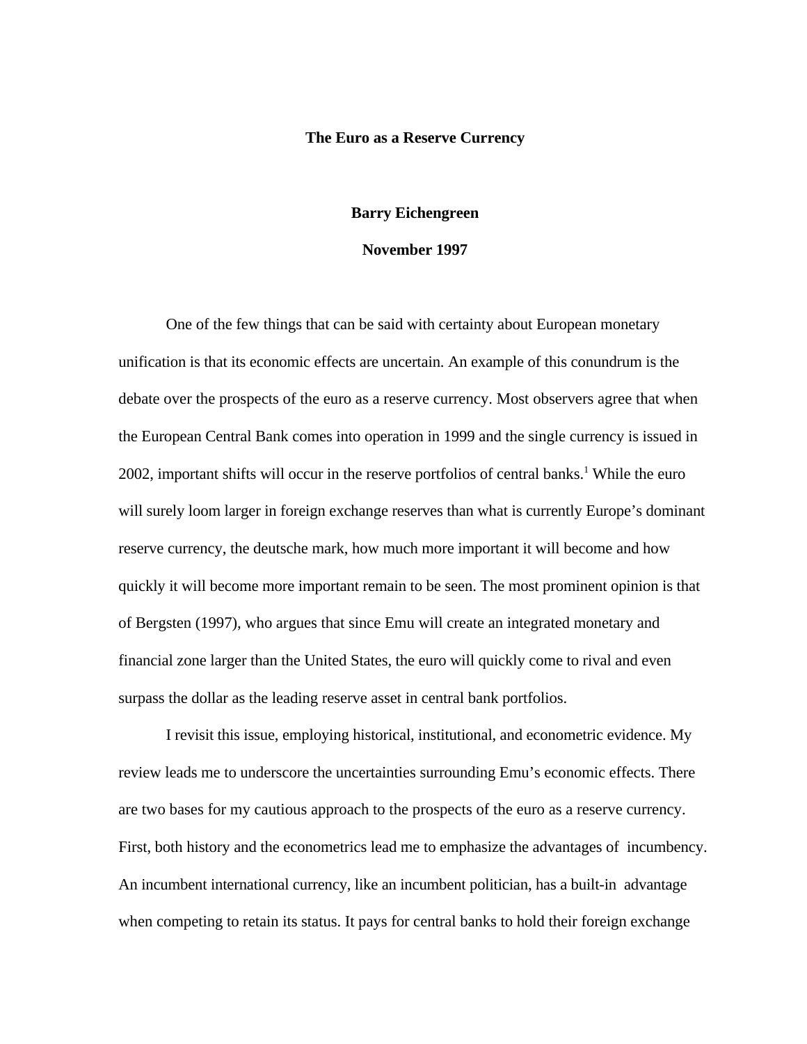# The Euro as a Reserve Currency

**Barry Eichengreen**

**November 1997**

One of the few things that can be said with certainty about European monetary unification is that its economic effects are uncertain. An example of this conundrum is the debate over the prospects of the euro as a reserve currency. Most observers agree that when the European Central Bank comes into operation in 1999 and the single currency is issued in 2002, important shifts will occur in the reserve portfolios of central banks.[1] While the euro will surely loom larger in foreign exchange reserves than what is currently Europe's dominant reserve currency, the deutsche mark, how much more important it will become and how quickly it will become more important remain to be seen. The most prominent opinion is that of Bergsten (1997), who argues that since Emu will create an integrated monetary and financial zone larger than the United States, the euro will quickly come to rival and even surpass the dollar as the leading reserve asset in central bank portfolios.

I revisit this issue, employing historical, institutional, and econometric evidence. My review leads me to underscore the uncertainties surrounding Emu's economic effects. There are two bases for my cautious approach to the prospects of the euro as a reserve currency. First, both history and the econometrics lead me to emphasize the advantages of incumbency. An incumbent international currency, like an incumbent politician, has a built-in advantage when competing to retain its status. It pays for central banks to hold their foreign exchange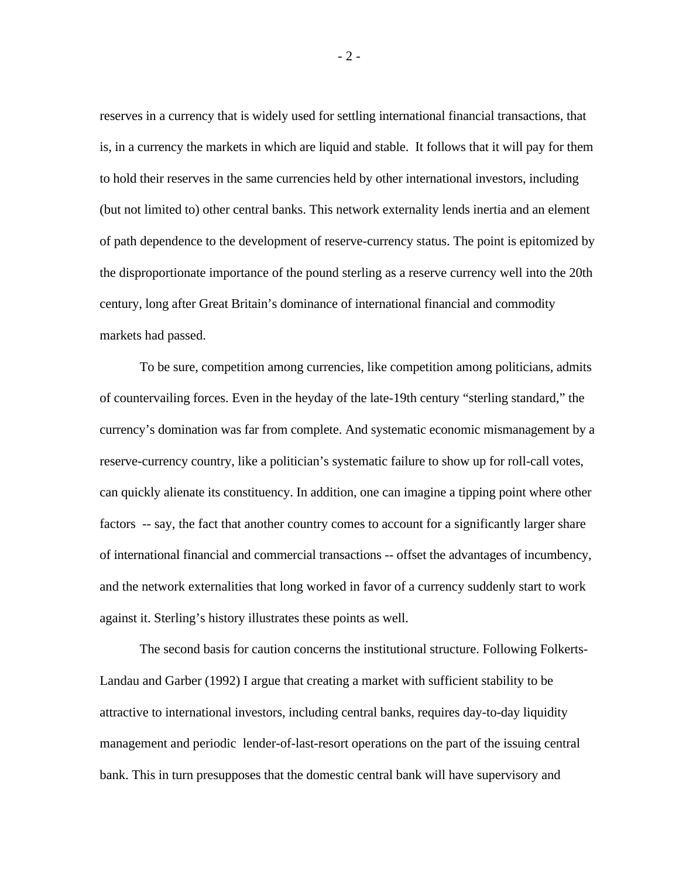reserves in a currency that is widely used for settling international financial transactions, that is, in a currency the markets in which are liquid and stable. It follows that it will pay for them to hold their reserves in the same currencies held by other international investors, including (but not limited to) other central banks. This network externality lends inertia and an element of path dependence to the development of reserve-currency status. The point is epitomized by the disproportionate importance of the pound sterling as a reserve currency well into the 20th century, long after Great Britain's dominance of international financial and commodity markets had passed.

To be sure, competition among currencies, like competition among politicians, admits of countervailing forces. Even in the heyday of the late-19th century "sterling standard," the currency's domination was far from complete. And systematic economic mismanagement by a reserve-currency country, like a politician's systematic failure to show up for roll-call votes, can quickly alienate its constituency. In addition, one can imagine a tipping point where other factors -- say, the fact that another country comes to account for a significantly larger share of international financial and commercial transactions -- offset the advantages of incumbency, and the network externalities that long worked in favor of a currency suddenly start to work against it. Sterling's history illustrates these points as well.

The second basis for caution concerns the institutional structure. Following Folkerts-Landau and Garber (1992) I argue that creating a market with sufficient stability to be attractive to international investors, including central banks, requires day-to-day liquidity management and periodic lender-of-last-resort operations on the part of the issuing central bank. This in turn presupposes that the domestic central bank will have supervisory and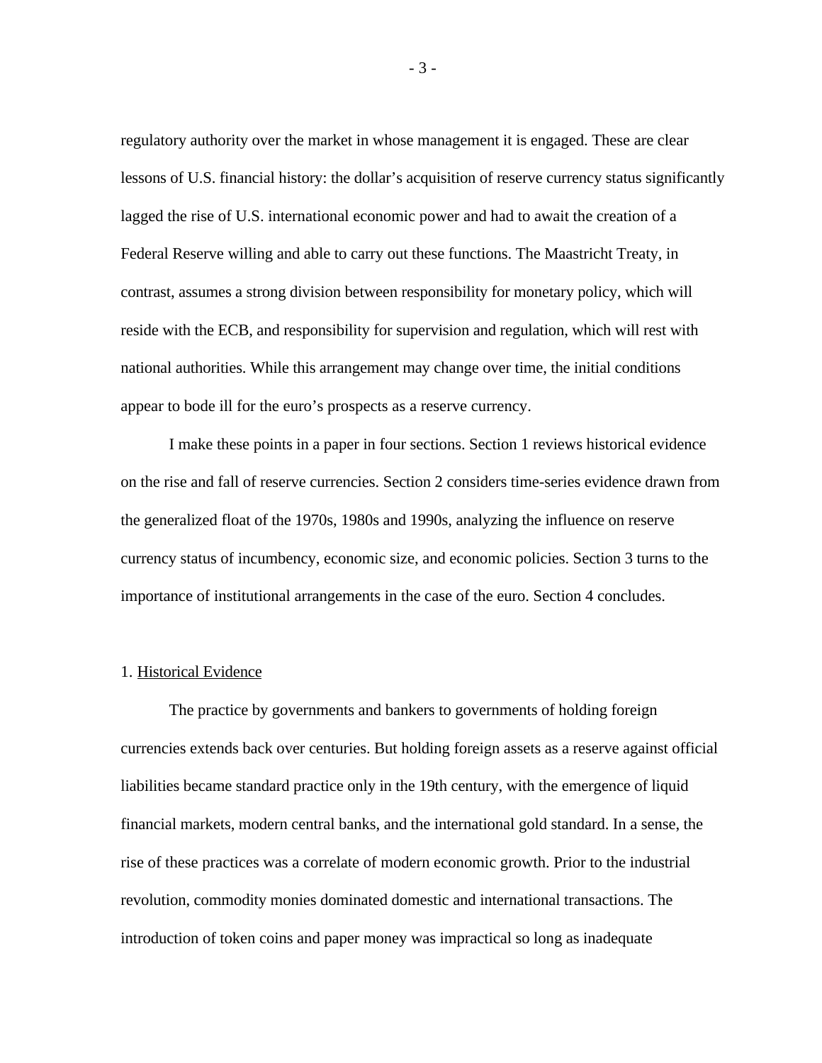regulatory authority over the market in whose management it is engaged. These are clear lessons of U.S. financial history: the dollar's acquisition of reserve currency status significantly lagged the rise of U.S. international economic power and had to await the creation of a Federal Reserve willing and able to carry out these functions. The Maastricht Treaty, in contrast, assumes a strong division between responsibility for monetary policy, which will reside with the ECB, and responsibility for supervision and regulation, which will rest with national authorities. While this arrangement may change over time, the initial conditions appear to bode ill for the euro's prospects as a reserve currency.

I make these points in a paper in four sections. Section 1 reviews historical evidence on the rise and fall of reserve currencies. Section 2 considers time-series evidence drawn from the generalized float of the 1970s, 1980s and 1990s, analyzing the influence on reserve currency status of incumbency, economic size, and economic policies. Section 3 turns to the importance of institutional arrangements in the case of the euro. Section 4 concludes.

## 1. Historical Evidence

The practice by governments and bankers to governments of holding foreign currencies extends back over centuries. But holding foreign assets as a reserve against official liabilities became standard practice only in the 19th century, with the emergence of liquid financial markets, modern central banks, and the international gold standard. In a sense, the rise of these practices was a correlate of modern economic growth. Prior to the industrial revolution, commodity monies dominated domestic and international transactions. The introduction of token coins and paper money was impractical so long as inadequate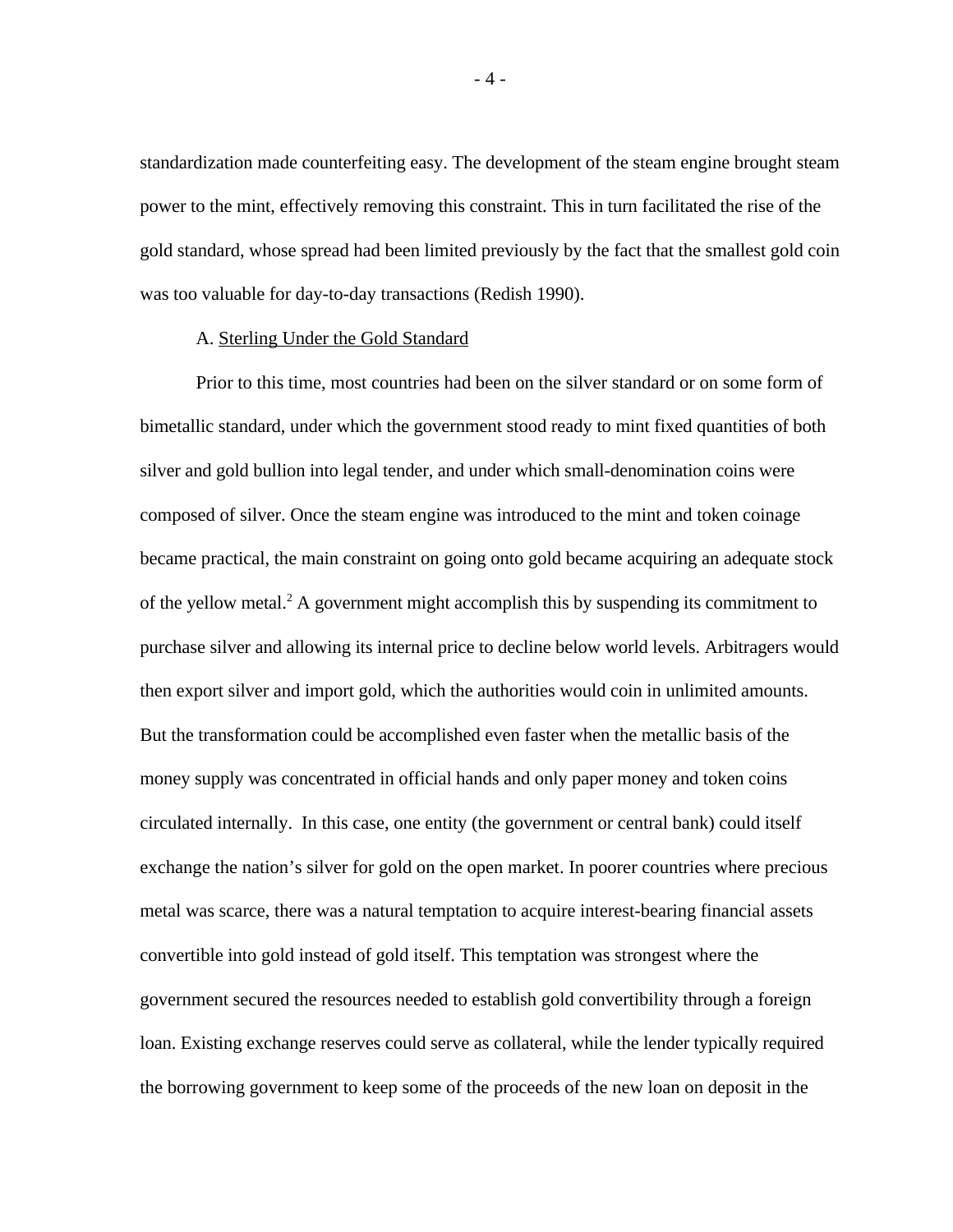standardization made counterfeiting easy. The development of the steam engine brought steam power to the mint, effectively removing this constraint. This in turn facilitated the rise of the gold standard, whose spread had been limited previously by the fact that the smallest gold coin was too valuable for day-to-day transactions (Redish 1990).

### A. Sterling Under the Gold Standard

Prior to this time, most countries had been on the silver standard or on some form of bimetallic standard, under which the government stood ready to mint fixed quantities of both silver and gold bullion into legal tender, and under which small-denomination coins were composed of silver. Once the steam engine was introduced to the mint and token coinage became practical, the main constraint on going onto gold became acquiring an adequate stock of the yellow metal.[2] A government might accomplish this by suspending its commitment to purchase silver and allowing its internal price to decline below world levels. Arbitragers would then export silver and import gold, which the authorities would coin in unlimited amounts. But the transformation could be accomplished even faster when the metallic basis of the money supply was concentrated in official hands and only paper money and token coins circulated internally. In this case, one entity (the government or central bank) could itself exchange the nation's silver for gold on the open market. In poorer countries where precious metal was scarce, there was a natural temptation to acquire interest-bearing financial assets convertible into gold instead of gold itself. This temptation was strongest where the government secured the resources needed to establish gold convertibility through a foreign loan. Existing exchange reserves could serve as collateral, while the lender typically required the borrowing government to keep some of the proceeds of the new loan on deposit in the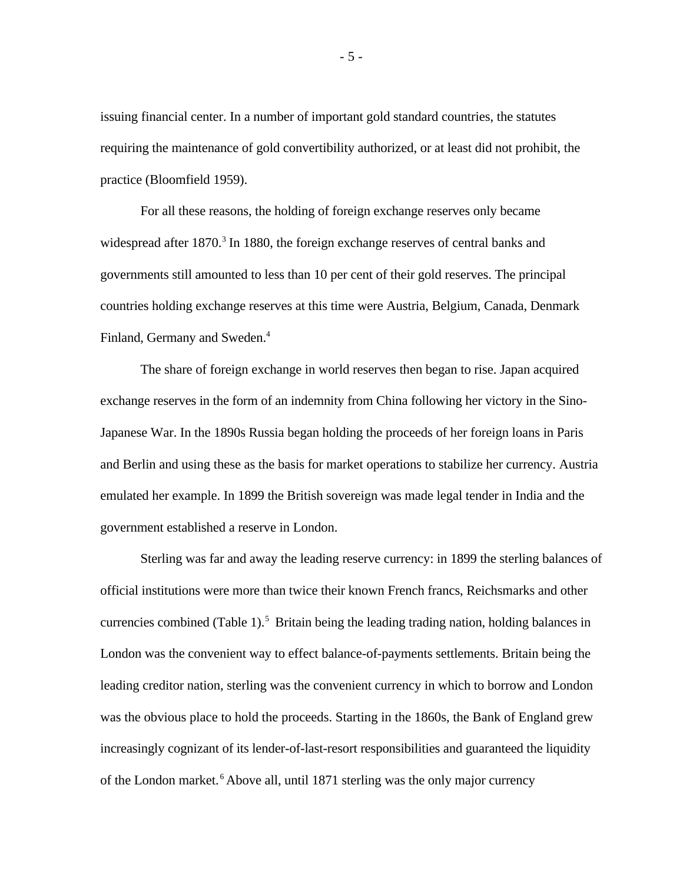issuing financial center. In a number of important gold standard countries, the statutes requiring the maintenance of gold convertibility authorized, or at least did not prohibit, the practice (Bloomfield 1959).

For all these reasons, the holding of foreign exchange reserves only became widespread after 1870.[3] In 1880, the foreign exchange reserves of central banks and governments still amounted to less than 10 per cent of their gold reserves. The principal countries holding exchange reserves at this time were Austria, Belgium, Canada, Denmark Finland, Germany and Sweden.[4]

The share of foreign exchange in world reserves then began to rise. Japan acquired exchange reserves in the form of an indemnity from China following her victory in the Sino-Japanese War. In the 1890s Russia began holding the proceeds of her foreign loans in Paris and Berlin and using these as the basis for market operations to stabilize her currency. Austria emulated her example. In 1899 the British sovereign was made legal tender in India and the government established a reserve in London.

Sterling was far and away the leading reserve currency: in 1899 the sterling balances of official institutions were more than twice their known French francs, Reichsmarks and other currencies combined (Table 1).[5] Britain being the leading trading nation, holding balances in London was the convenient way to effect balance-of-payments settlements. Britain being the leading creditor nation, sterling was the convenient currency in which to borrow and London was the obvious place to hold the proceeds. Starting in the 1860s, the Bank of England grew increasingly cognizant of its lender-of-last-resort responsibilities and guaranteed the liquidity of the London market.[6] Above all, until 1871 sterling was the only major currency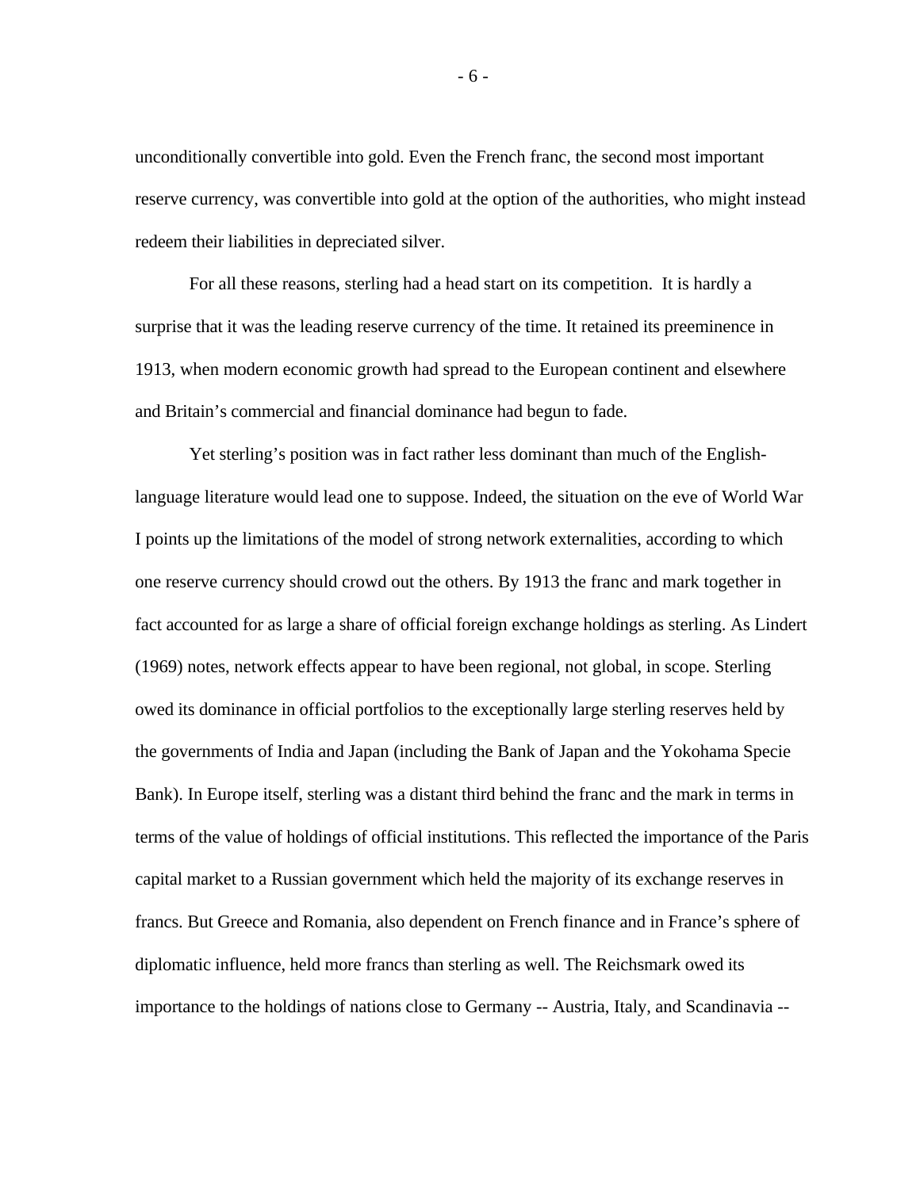unconditionally convertible into gold. Even the French franc, the second most important reserve currency, was convertible into gold at the option of the authorities, who might instead redeem their liabilities in depreciated silver.

For all these reasons, sterling had a head start on its competition. It is hardly a surprise that it was the leading reserve currency of the time. It retained its preeminence in 1913, when modern economic growth had spread to the European continent and elsewhere and Britain's commercial and financial dominance had begun to fade.

Yet sterling's position was in fact rather less dominant than much of the English-language literature would lead one to suppose. Indeed, the situation on the eve of World War I points up the limitations of the model of strong network externalities, according to which one reserve currency should crowd out the others. By 1913 the franc and mark together in fact accounted for as large a share of official foreign exchange holdings as sterling. As Lindert (1969) notes, network effects appear to have been regional, not global, in scope. Sterling owed its dominance in official portfolios to the exceptionally large sterling reserves held by the governments of India and Japan (including the Bank of Japan and the Yokohama Specie Bank). In Europe itself, sterling was a distant third behind the franc and the mark in terms in terms of the value of holdings of official institutions. This reflected the importance of the Paris capital market to a Russian government which held the majority of its exchange reserves in francs. But Greece and Romania, also dependent on French finance and in France's sphere of diplomatic influence, held more francs than sterling as well. The Reichsmark owed its importance to the holdings of nations close to Germany -- Austria, Italy, and Scandinavia --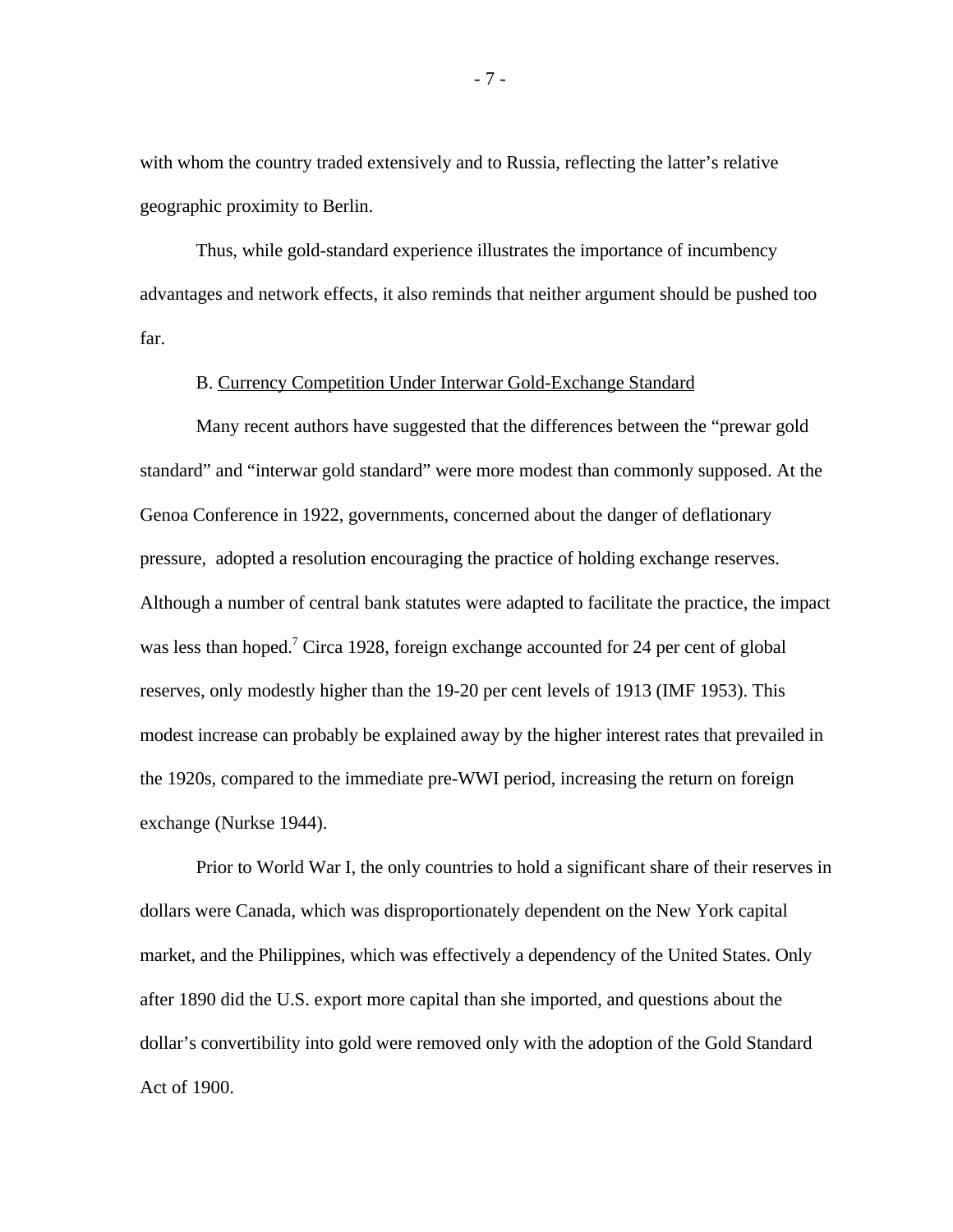with whom the country traded extensively and to Russia, reflecting the latter's relative geographic proximity to Berlin.

Thus, while gold-standard experience illustrates the importance of incumbency advantages and network effects, it also reminds that neither argument should be pushed too far.

B. Currency Competition Under Interwar Gold-Exchange Standard

Many recent authors have suggested that the differences between the "prewar gold standard" and "interwar gold standard" were more modest than commonly supposed. At the Genoa Conference in 1922, governments, concerned about the danger of deflationary pressure, adopted a resolution encouraging the practice of holding exchange reserves. Although a number of central bank statutes were adapted to facilitate the practice, the impact was less than hoped.[7] Circa 1928, foreign exchange accounted for 24 per cent of global reserves, only modestly higher than the 19-20 per cent levels of 1913 (IMF 1953). This modest increase can probably be explained away by the higher interest rates that prevailed in the 1920s, compared to the immediate pre-WWI period, increasing the return on foreign exchange (Nurkse 1944).

Prior to World War I, the only countries to hold a significant share of their reserves in dollars were Canada, which was disproportionately dependent on the New York capital market, and the Philippines, which was effectively a dependency of the United States. Only after 1890 did the U.S. export more capital than she imported, and questions about the dollar's convertibility into gold were removed only with the adoption of the Gold Standard Act of 1900.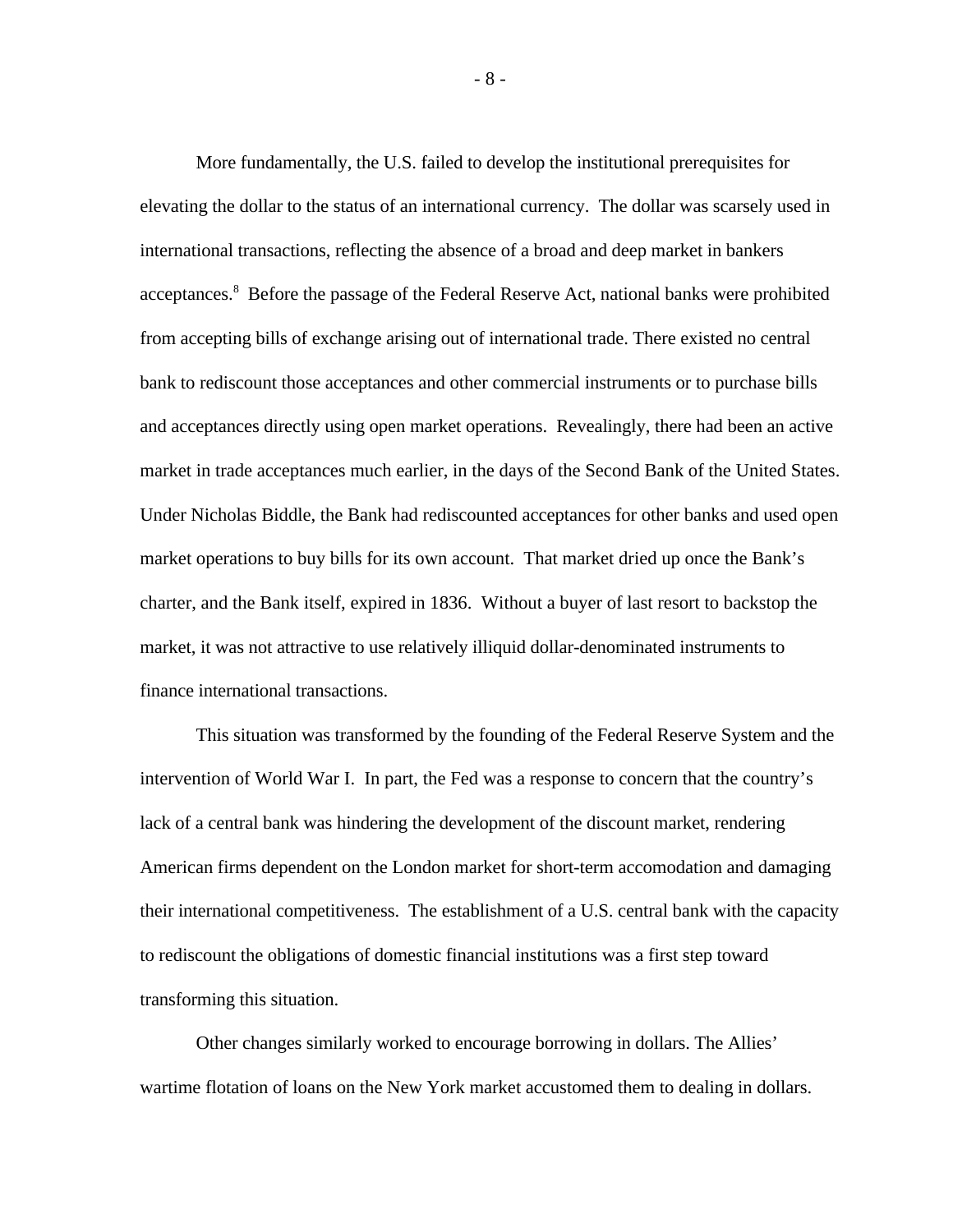More fundamentally, the U.S. failed to develop the institutional prerequisites for elevating the dollar to the status of an international currency. The dollar was scarsely used in international transactions, reflecting the absence of a broad and deep market in bankers acceptances.[8] Before the passage of the Federal Reserve Act, national banks were prohibited from accepting bills of exchange arising out of international trade. There existed no central bank to rediscount those acceptances and other commercial instruments or to purchase bills and acceptances directly using open market operations. Revealingly, there had been an active market in trade acceptances much earlier, in the days of the Second Bank of the United States. Under Nicholas Biddle, the Bank had rediscounted acceptances for other banks and used open market operations to buy bills for its own account. That market dried up once the Bank's charter, and the Bank itself, expired in 1836. Without a buyer of last resort to backstop the market, it was not attractive to use relatively illiquid dollar-denominated instruments to finance international transactions.

This situation was transformed by the founding of the Federal Reserve System and the intervention of World War I. In part, the Fed was a response to concern that the country's lack of a central bank was hindering the development of the discount market, rendering American firms dependent on the London market for short-term accomodation and damaging their international competitiveness. The establishment of a U.S. central bank with the capacity to rediscount the obligations of domestic financial institutions was a first step toward transforming this situation.

Other changes similarly worked to encourage borrowing in dollars. The Allies' wartime flotation of loans on the New York market accustomed them to dealing in dollars.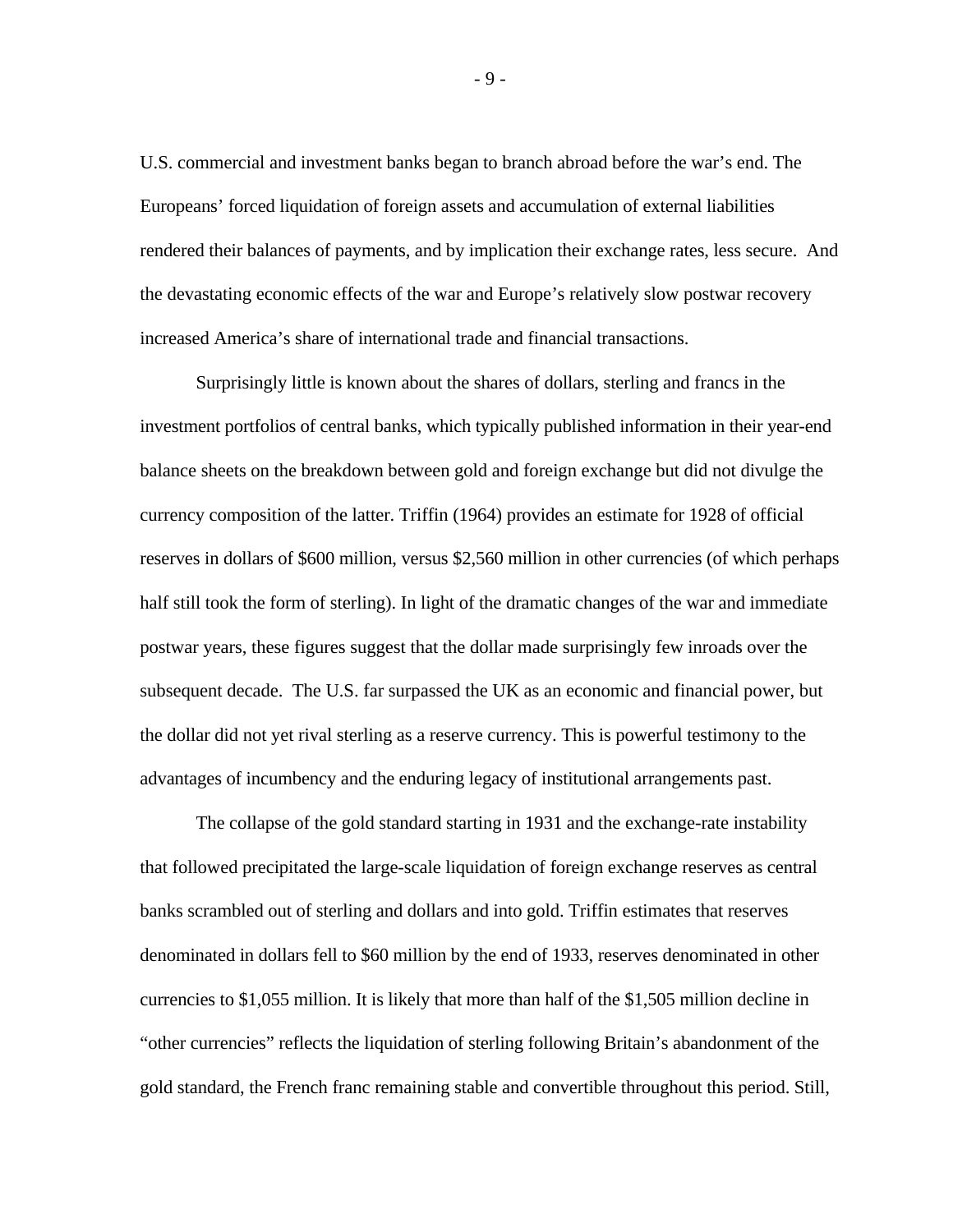U.S. commercial and investment banks began to branch abroad before the war's end. The Europeans' forced liquidation of foreign assets and accumulation of external liabilities rendered their balances of payments, and by implication their exchange rates, less secure. And the devastating economic effects of the war and Europe's relatively slow postwar recovery increased America's share of international trade and financial transactions.

Surprisingly little is known about the shares of dollars, sterling and francs in the investment portfolios of central banks, which typically published information in their year-end balance sheets on the breakdown between gold and foreign exchange but did not divulge the currency composition of the latter. Triffin (1964) provides an estimate for 1928 of official reserves in dollars of $600 million, versus $2,560 million in other currencies (of which perhaps half still took the form of sterling). In light of the dramatic changes of the war and immediate postwar years, these figures suggest that the dollar made surprisingly few inroads over the subsequent decade. The U.S. far surpassed the UK as an economic and financial power, but the dollar did not yet rival sterling as a reserve currency. This is powerful testimony to the advantages of incumbency and the enduring legacy of institutional arrangements past.

The collapse of the gold standard starting in 1931 and the exchange-rate instability that followed precipitated the large-scale liquidation of foreign exchange reserves as central banks scrambled out of sterling and dollars and into gold. Triffin estimates that reserves denominated in dollars fell to $60 million by the end of 1933, reserves denominated in other currencies to $1,055 million. It is likely that more than half of the $1,505 million decline in "other currencies" reflects the liquidation of sterling following Britain's abandonment of the gold standard, the French franc remaining stable and convertible throughout this period. Still,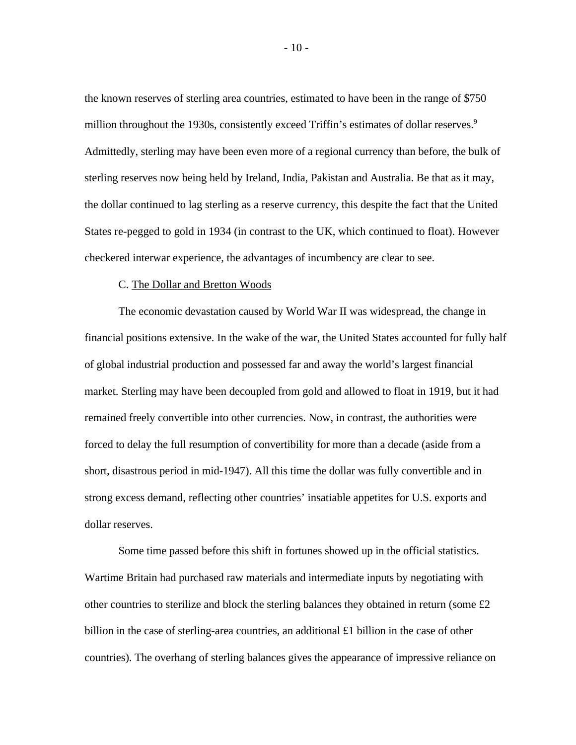the known reserves of sterling area countries, estimated to have been in the range of $750 million throughout the 1930s, consistently exceed Triffin's estimates of dollar reserves.[9] Admittedly, sterling may have been even more of a regional currency than before, the bulk of sterling reserves now being held by Ireland, India, Pakistan and Australia. Be that as it may, the dollar continued to lag sterling as a reserve currency, this despite the fact that the United States re-pegged to gold in 1934 (in contrast to the UK, which continued to float). However checkered interwar experience, the advantages of incumbency are clear to see.

### C. The Dollar and Bretton Woods

The economic devastation caused by World War II was widespread, the change in financial positions extensive. In the wake of the war, the United States accounted for fully half of global industrial production and possessed far and away the world's largest financial market. Sterling may have been decoupled from gold and allowed to float in 1919, but it had remained freely convertible into other currencies. Now, in contrast, the authorities were forced to delay the full resumption of convertibility for more than a decade (aside from a short, disastrous period in mid-1947). All this time the dollar was fully convertible and in strong excess demand, reflecting other countries' insatiable appetites for U.S. exports and dollar reserves.

Some time passed before this shift in fortunes showed up in the official statistics. Wartime Britain had purchased raw materials and intermediate inputs by negotiating with other countries to sterilize and block the sterling balances they obtained in return (some £2 billion in the case of sterling-area countries, an additional £1 billion in the case of other countries). The overhang of sterling balances gives the appearance of impressive reliance on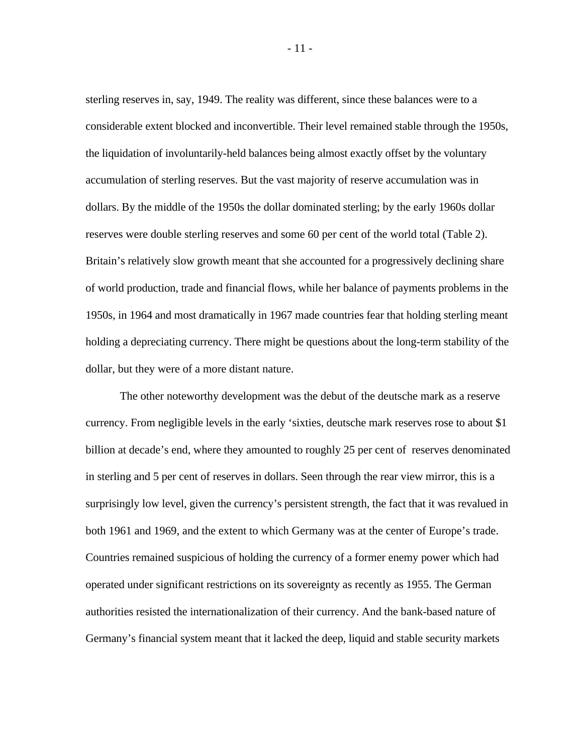sterling reserves in, say, 1949. The reality was different, since these balances were to a considerable extent blocked and inconvertible. Their level remained stable through the 1950s, the liquidation of involuntarily-held balances being almost exactly offset by the voluntary accumulation of sterling reserves. But the vast majority of reserve accumulation was in dollars. By the middle of the 1950s the dollar dominated sterling; by the early 1960s dollar reserves were double sterling reserves and some 60 per cent of the world total (Table 2). Britain's relatively slow growth meant that she accounted for a progressively declining share of world production, trade and financial flows, while her balance of payments problems in the 1950s, in 1964 and most dramatically in 1967 made countries fear that holding sterling meant holding a depreciating currency. There might be questions about the long-term stability of the dollar, but they were of a more distant nature.

The other noteworthy development was the debut of the deutsche mark as a reserve currency. From negligible levels in the early 'sixties, deutsche mark reserves rose to about $1 billion at decade's end, where they amounted to roughly 25 per cent of reserves denominated in sterling and 5 per cent of reserves in dollars. Seen through the rear view mirror, this is a surprisingly low level, given the currency's persistent strength, the fact that it was revalued in both 1961 and 1969, and the extent to which Germany was at the center of Europe's trade. Countries remained suspicious of holding the currency of a former enemy power which had operated under significant restrictions on its sovereignty as recently as 1955. The German authorities resisted the internationalization of their currency. And the bank-based nature of Germany's financial system meant that it lacked the deep, liquid and stable security markets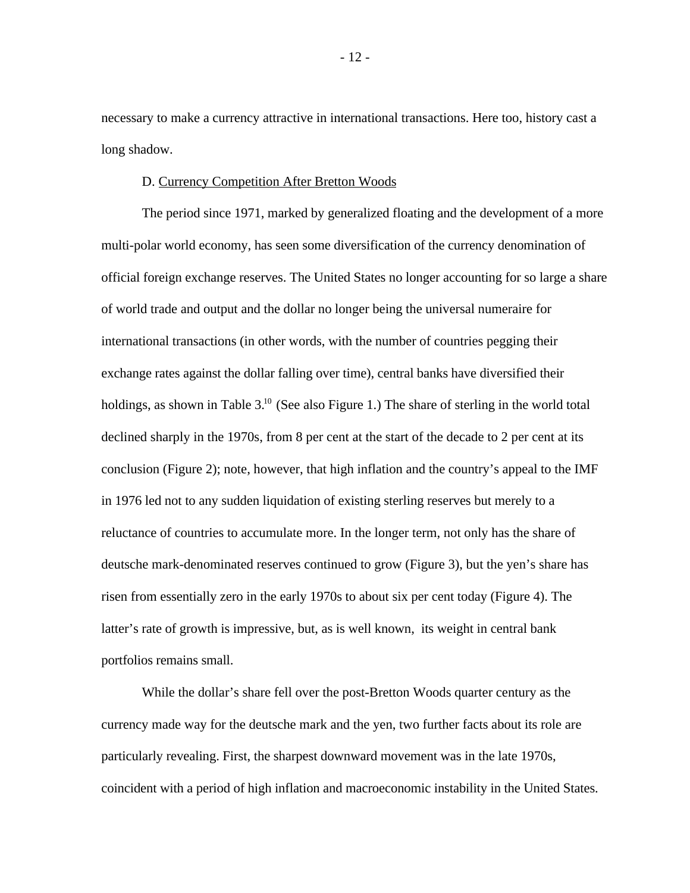necessary to make a currency attractive in international transactions. Here too, history cast a long shadow.

### D. Currency Competition After Bretton Woods

The period since 1971, marked by generalized floating and the development of a more multi-polar world economy, has seen some diversification of the currency denomination of official foreign exchange reserves. The United States no longer accounting for so large a share of world trade and output and the dollar no longer being the universal numeraire for international transactions (in other words, with the number of countries pegging their exchange rates against the dollar falling over time), central banks have diversified their holdings, as shown in Table 3.[10] (See also Figure 1.) The share of sterling in the world total declined sharply in the 1970s, from 8 per cent at the start of the decade to 2 per cent at its conclusion (Figure 2); note, however, that high inflation and the country's appeal to the IMF in 1976 led not to any sudden liquidation of existing sterling reserves but merely to a reluctance of countries to accumulate more. In the longer term, not only has the share of deutsche mark-denominated reserves continued to grow (Figure 3), but the yen's share has risen from essentially zero in the early 1970s to about six per cent today (Figure 4). The latter's rate of growth is impressive, but, as is well known, its weight in central bank portfolios remains small.

While the dollar's share fell over the post-Bretton Woods quarter century as the currency made way for the deutsche mark and the yen, two further facts about its role are particularly revealing. First, the sharpest downward movement was in the late 1970s, coincident with a period of high inflation and macroeconomic instability in the United States.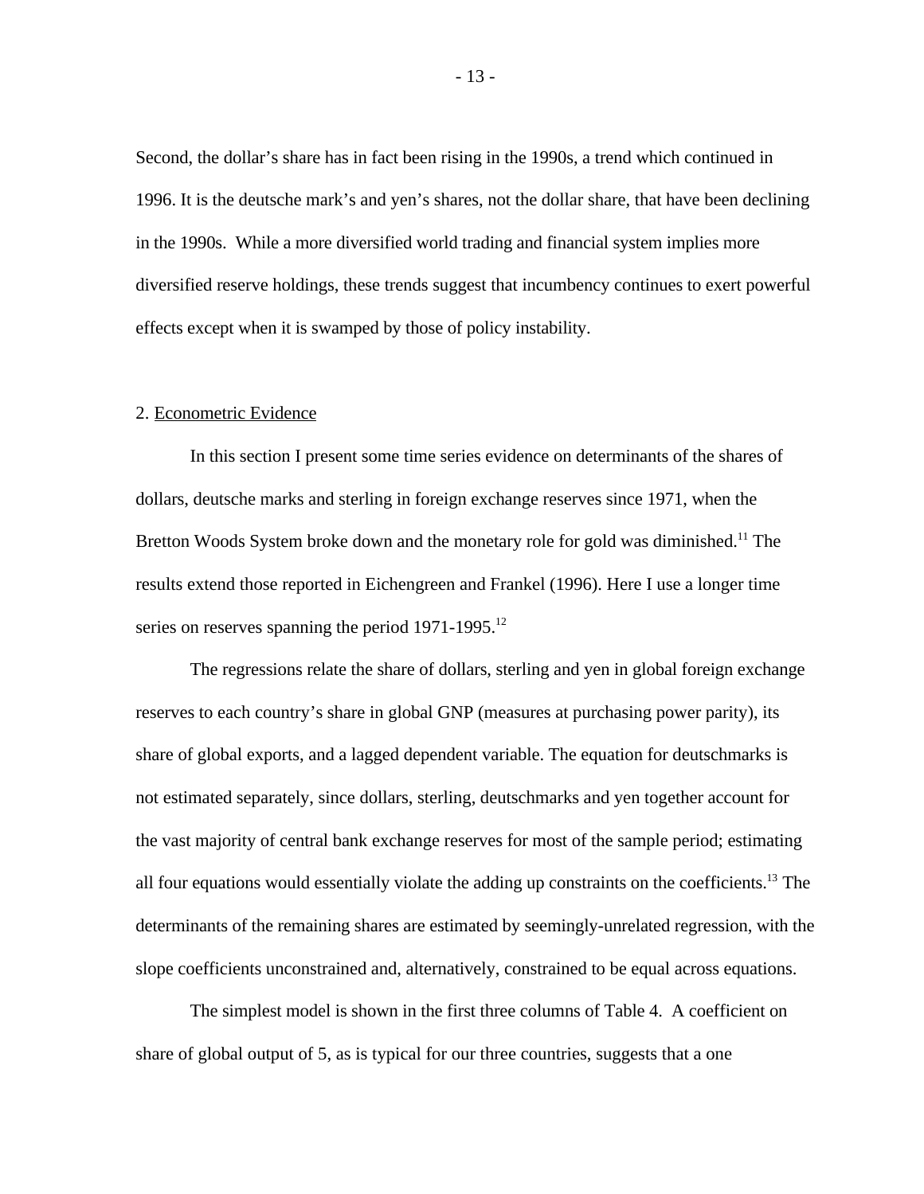Second, the dollar's share has in fact been rising in the 1990s, a trend which continued in 1996. It is the deutsche mark's and yen's shares, not the dollar share, that have been declining in the 1990s. While a more diversified world trading and financial system implies more diversified reserve holdings, these trends suggest that incumbency continues to exert powerful effects except when it is swamped by those of policy instability.

## 2. Econometric Evidence

In this section I present some time series evidence on determinants of the shares of dollars, deutsche marks and sterling in foreign exchange reserves since 1971, when the Bretton Woods System broke down and the monetary role for gold was diminished.[11] The results extend those reported in Eichengreen and Frankel (1996). Here I use a longer time series on reserves spanning the period 1971-1995.[12]

The regressions relate the share of dollars, sterling and yen in global foreign exchange reserves to each country's share in global GNP (measures at purchasing power parity), its share of global exports, and a lagged dependent variable. The equation for deutschmarks is not estimated separately, since dollars, sterling, deutschmarks and yen together account for the vast majority of central bank exchange reserves for most of the sample period; estimating all four equations would essentially violate the adding up constraints on the coefficients.[13] The determinants of the remaining shares are estimated by seemingly-unrelated regression, with the slope coefficients unconstrained and, alternatively, constrained to be equal across equations.

The simplest model is shown in the first three columns of Table 4. A coefficient on share of global output of 5, as is typical for our three countries, suggests that a one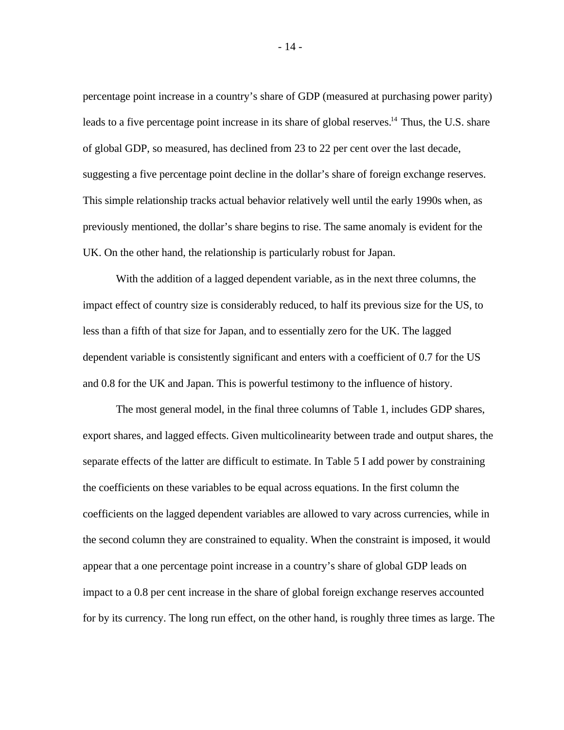percentage point increase in a country's share of GDP (measured at purchasing power parity) leads to a five percentage point increase in its share of global reserves.[14] Thus, the U.S. share of global GDP, so measured, has declined from 23 to 22 per cent over the last decade, suggesting a five percentage point decline in the dollar's share of foreign exchange reserves. This simple relationship tracks actual behavior relatively well until the early 1990s when, as previously mentioned, the dollar's share begins to rise. The same anomaly is evident for the UK. On the other hand, the relationship is particularly robust for Japan.

With the addition of a lagged dependent variable, as in the next three columns, the impact effect of country size is considerably reduced, to half its previous size for the US, to less than a fifth of that size for Japan, and to essentially zero for the UK. The lagged dependent variable is consistently significant and enters with a coefficient of 0.7 for the US and 0.8 for the UK and Japan. This is powerful testimony to the influence of history.

The most general model, in the final three columns of Table 1, includes GDP shares, export shares, and lagged effects. Given multicolinearity between trade and output shares, the separate effects of the latter are difficult to estimate. In Table 5 I add power by constraining the coefficients on these variables to be equal across equations. In the first column the coefficients on the lagged dependent variables are allowed to vary across currencies, while in the second column they are constrained to equality. When the constraint is imposed, it would appear that a one percentage point increase in a country's share of global GDP leads on impact to a 0.8 per cent increase in the share of global foreign exchange reserves accounted for by its currency. The long run effect, on the other hand, is roughly three times as large. The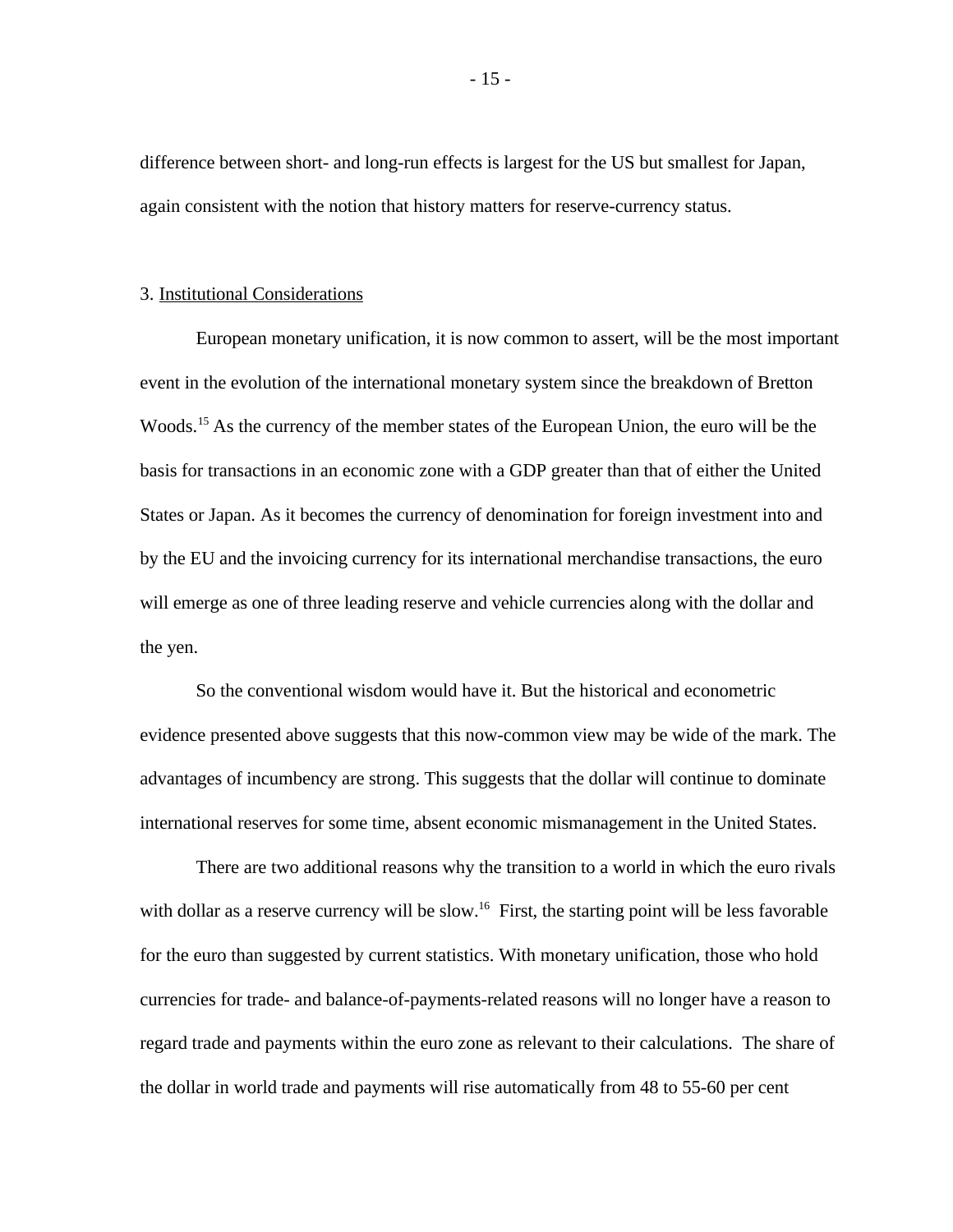difference between short- and long-run effects is largest for the US but smallest for Japan, again consistent with the notion that history matters for reserve-currency status.

### 3. Institutional Considerations

European monetary unification, it is now common to assert, will be the most important event in the evolution of the international monetary system since the breakdown of Bretton Woods.[15] As the currency of the member states of the European Union, the euro will be the basis for transactions in an economic zone with a GDP greater than that of either the United States or Japan. As it becomes the currency of denomination for foreign investment into and by the EU and the invoicing currency for its international merchandise transactions, the euro will emerge as one of three leading reserve and vehicle currencies along with the dollar and the yen.

So the conventional wisdom would have it. But the historical and econometric evidence presented above suggests that this now-common view may be wide of the mark. The advantages of incumbency are strong. This suggests that the dollar will continue to dominate international reserves for some time, absent economic mismanagement in the United States.

There are two additional reasons why the transition to a world in which the euro rivals with dollar as a reserve currency will be slow.[16] First, the starting point will be less favorable for the euro than suggested by current statistics. With monetary unification, those who hold currencies for trade- and balance-of-payments-related reasons will no longer have a reason to regard trade and payments within the euro zone as relevant to their calculations. The share of the dollar in world trade and payments will rise automatically from 48 to 55-60 per cent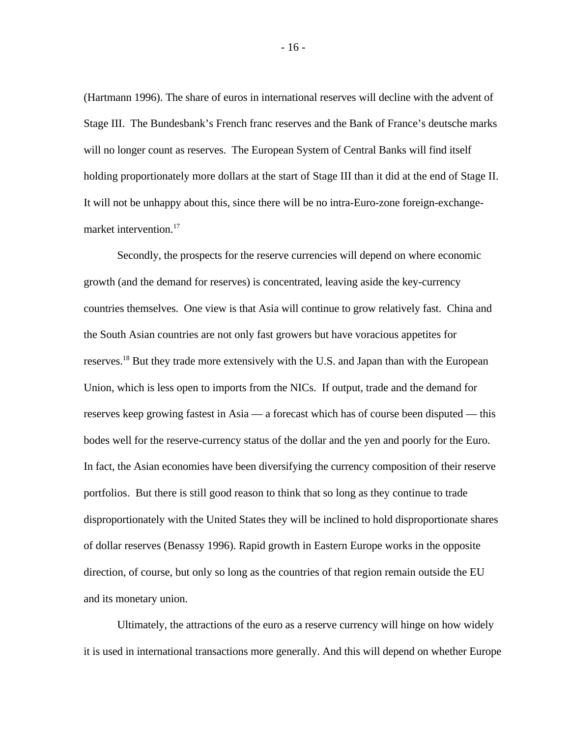(Hartmann 1996). The share of euros in international reserves will decline with the advent of Stage III. The Bundesbank's French franc reserves and the Bank of France's deutsche marks will no longer count as reserves. The European System of Central Banks will find itself holding proportionately more dollars at the start of Stage III than it did at the end of Stage II. It will not be unhappy about this, since there will be no intra-Euro-zone foreign-exchange-market intervention.[17]

Secondly, the prospects for the reserve currencies will depend on where economic growth (and the demand for reserves) is concentrated, leaving aside the key-currency countries themselves. One view is that Asia will continue to grow relatively fast. China and the South Asian countries are not only fast growers but have voracious appetites for reserves.[18] But they trade more extensively with the U.S. and Japan than with the European Union, which is less open to imports from the NICs. If output, trade and the demand for reserves keep growing fastest in Asia — a forecast which has of course been disputed — this bodes well for the reserve-currency status of the dollar and the yen and poorly for the Euro. In fact, the Asian economies have been diversifying the currency composition of their reserve portfolios. But there is still good reason to think that so long as they continue to trade disproportionately with the United States they will be inclined to hold disproportionate shares of dollar reserves (Benassy 1996). Rapid growth in Eastern Europe works in the opposite direction, of course, but only so long as the countries of that region remain outside the EU and its monetary union.

Ultimately, the attractions of the euro as a reserve currency will hinge on how widely it is used in international transactions more generally. And this will depend on whether Europe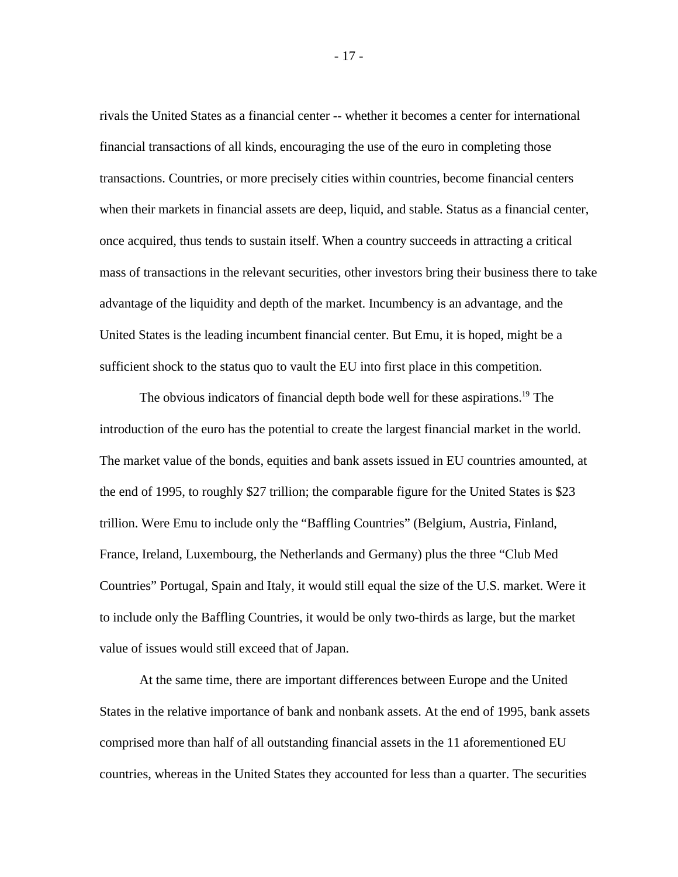rivals the United States as a financial center -- whether it becomes a center for international financial transactions of all kinds, encouraging the use of the euro in completing those transactions. Countries, or more precisely cities within countries, become financial centers when their markets in financial assets are deep, liquid, and stable. Status as a financial center, once acquired, thus tends to sustain itself. When a country succeeds in attracting a critical mass of transactions in the relevant securities, other investors bring their business there to take advantage of the liquidity and depth of the market. Incumbency is an advantage, and the United States is the leading incumbent financial center. But Emu, it is hoped, might be a sufficient shock to the status quo to vault the EU into first place in this competition.

The obvious indicators of financial depth bode well for these aspirations.[19] The introduction of the euro has the potential to create the largest financial market in the world. The market value of the bonds, equities and bank assets issued in EU countries amounted, at the end of 1995, to roughly $27 trillion; the comparable figure for the United States is $23 trillion. Were Emu to include only the "Baffling Countries" (Belgium, Austria, Finland, France, Ireland, Luxembourg, the Netherlands and Germany) plus the three "Club Med Countries" Portugal, Spain and Italy, it would still equal the size of the U.S. market. Were it to include only the Baffling Countries, it would be only two-thirds as large, but the market value of issues would still exceed that of Japan.

At the same time, there are important differences between Europe and the United States in the relative importance of bank and nonbank assets. At the end of 1995, bank assets comprised more than half of all outstanding financial assets in the 11 aforementioned EU countries, whereas in the United States they accounted for less than a quarter. The securities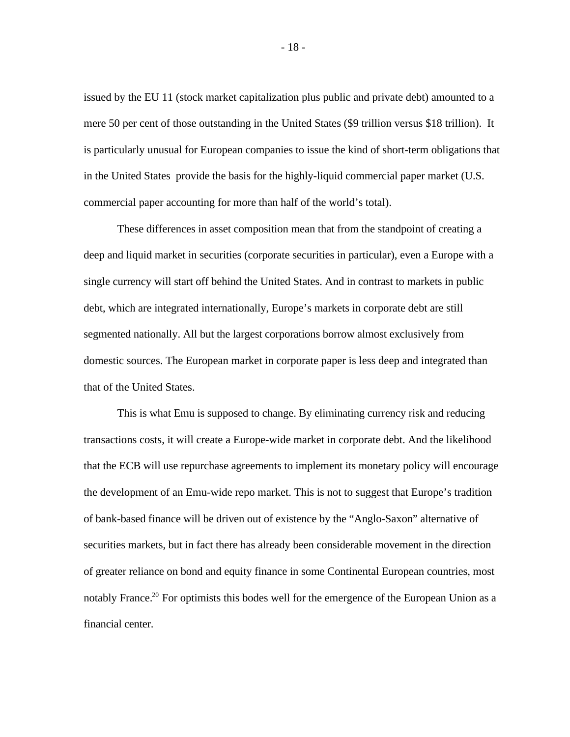issued by the EU 11 (stock market capitalization plus public and private debt) amounted to a mere 50 per cent of those outstanding in the United States ($9 trillion versus $18 trillion). It is particularly unusual for European companies to issue the kind of short-term obligations that in the United States provide the basis for the highly-liquid commercial paper market (U.S. commercial paper accounting for more than half of the world's total).

These differences in asset composition mean that from the standpoint of creating a deep and liquid market in securities (corporate securities in particular), even a Europe with a single currency will start off behind the United States. And in contrast to markets in public debt, which are integrated internationally, Europe's markets in corporate debt are still segmented nationally. All but the largest corporations borrow almost exclusively from domestic sources. The European market in corporate paper is less deep and integrated than that of the United States.

This is what Emu is supposed to change. By eliminating currency risk and reducing transactions costs, it will create a Europe-wide market in corporate debt. And the likelihood that the ECB will use repurchase agreements to implement its monetary policy will encourage the development of an Emu-wide repo market. This is not to suggest that Europe's tradition of bank-based finance will be driven out of existence by the "Anglo-Saxon" alternative of securities markets, but in fact there has already been considerable movement in the direction of greater reliance on bond and equity finance in some Continental European countries, most notably France.[20] For optimists this bodes well for the emergence of the European Union as a financial center.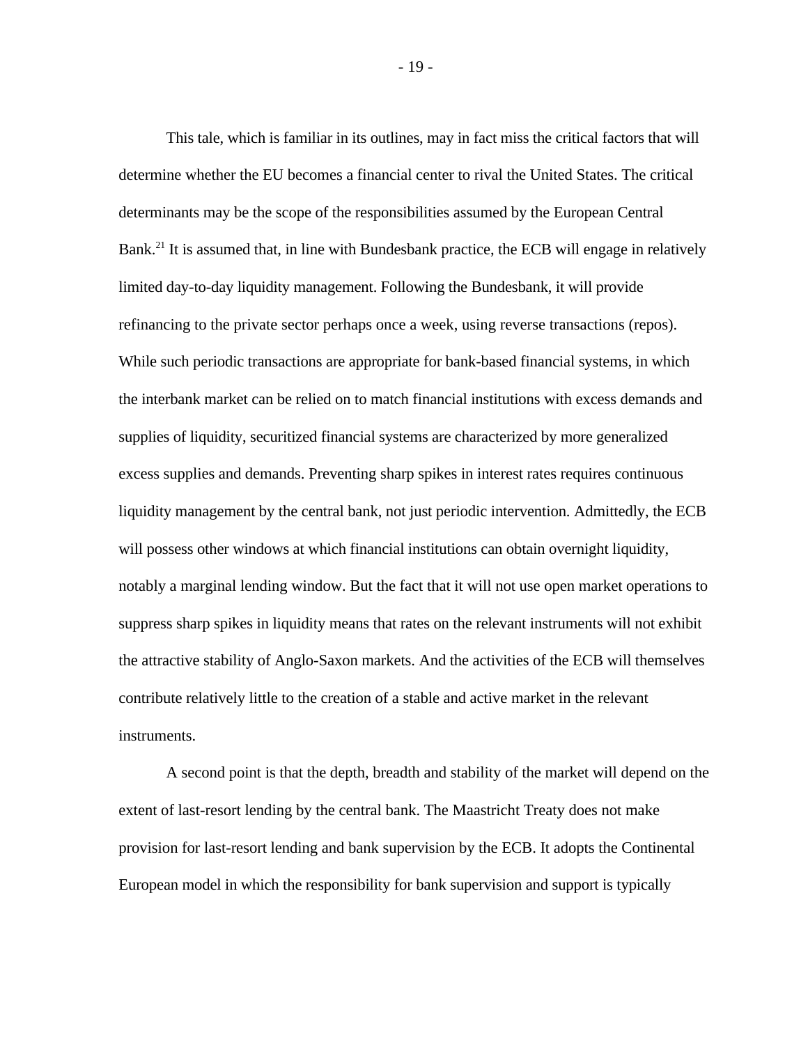This tale, which is familiar in its outlines, may in fact miss the critical factors that will determine whether the EU becomes a financial center to rival the United States. The critical determinants may be the scope of the responsibilities assumed by the European Central Bank.[21] It is assumed that, in line with Bundesbank practice, the ECB will engage in relatively limited day-to-day liquidity management. Following the Bundesbank, it will provide refinancing to the private sector perhaps once a week, using reverse transactions (repos). While such periodic transactions are appropriate for bank-based financial systems, in which the interbank market can be relied on to match financial institutions with excess demands and supplies of liquidity, securitized financial systems are characterized by more generalized excess supplies and demands. Preventing sharp spikes in interest rates requires continuous liquidity management by the central bank, not just periodic intervention. Admittedly, the ECB will possess other windows at which financial institutions can obtain overnight liquidity, notably a marginal lending window. But the fact that it will not use open market operations to suppress sharp spikes in liquidity means that rates on the relevant instruments will not exhibit the attractive stability of Anglo-Saxon markets. And the activities of the ECB will themselves contribute relatively little to the creation of a stable and active market in the relevant instruments.

A second point is that the depth, breadth and stability of the market will depend on the extent of last-resort lending by the central bank. The Maastricht Treaty does not make provision for last-resort lending and bank supervision by the ECB. It adopts the Continental European model in which the responsibility for bank supervision and support is typically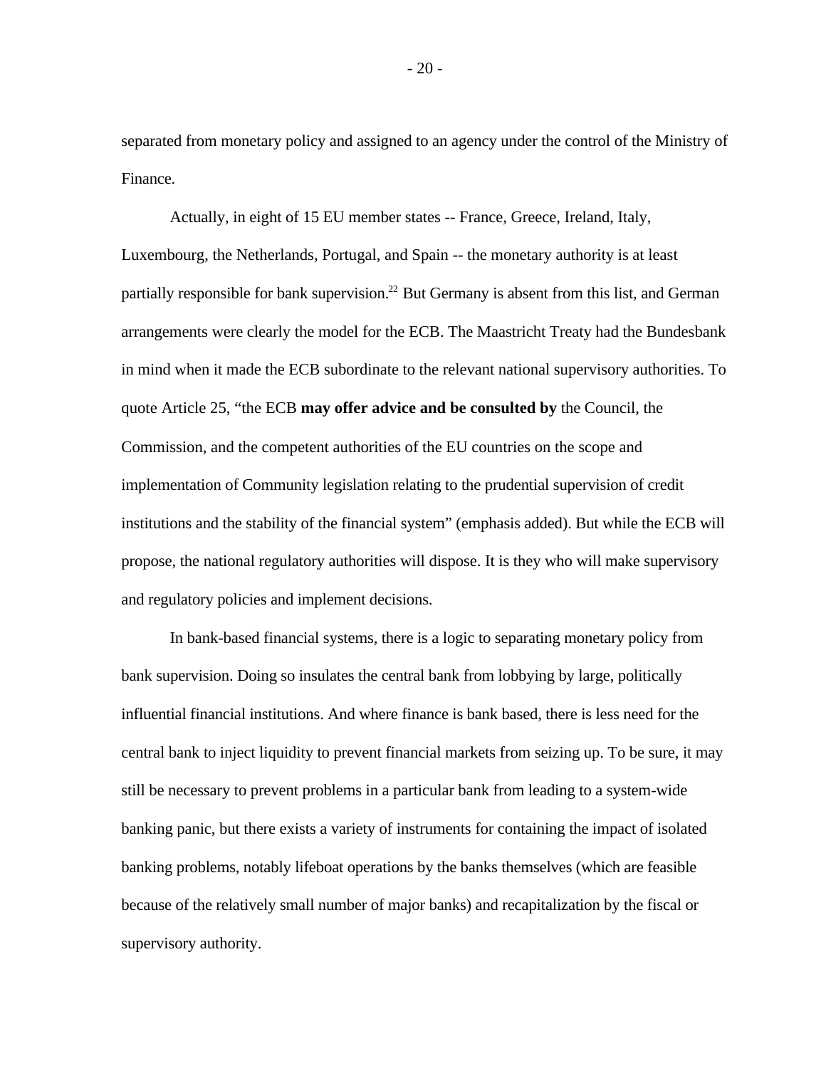separated from monetary policy and assigned to an agency under the control of the Ministry of Finance.

Actually, in eight of 15 EU member states -- France, Greece, Ireland, Italy, Luxembourg, the Netherlands, Portugal, and Spain -- the monetary authority is at least partially responsible for bank supervision.[22] But Germany is absent from this list, and German arrangements were clearly the model for the ECB. The Maastricht Treaty had the Bundesbank in mind when it made the ECB subordinate to the relevant national supervisory authorities. To quote Article 25, "the ECB **may offer advice and be consulted by** the Council, the Commission, and the competent authorities of the EU countries on the scope and implementation of Community legislation relating to the prudential supervision of credit institutions and the stability of the financial system" (emphasis added). But while the ECB will propose, the national regulatory authorities will dispose. It is they who will make supervisory and regulatory policies and implement decisions.

In bank-based financial systems, there is a logic to separating monetary policy from bank supervision. Doing so insulates the central bank from lobbying by large, politically influential financial institutions. And where finance is bank based, there is less need for the central bank to inject liquidity to prevent financial markets from seizing up. To be sure, it may still be necessary to prevent problems in a particular bank from leading to a system-wide banking panic, but there exists a variety of instruments for containing the impact of isolated banking problems, notably lifeboat operations by the banks themselves (which are feasible because of the relatively small number of major banks) and recapitalization by the fiscal or supervisory authority.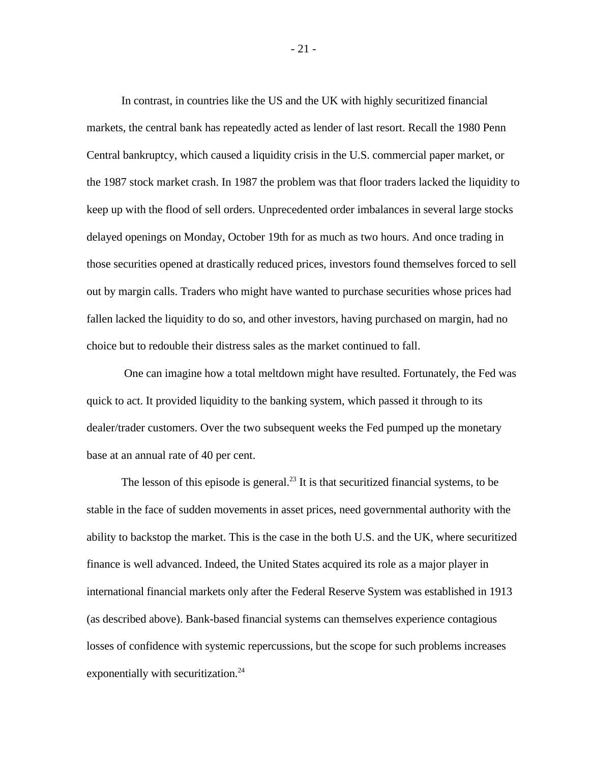In contrast, in countries like the US and the UK with highly securitized financial markets, the central bank has repeatedly acted as lender of last resort. Recall the 1980 Penn Central bankruptcy, which caused a liquidity crisis in the U.S. commercial paper market, or the 1987 stock market crash. In 1987 the problem was that floor traders lacked the liquidity to keep up with the flood of sell orders. Unprecedented order imbalances in several large stocks delayed openings on Monday, October 19th for as much as two hours. And once trading in those securities opened at drastically reduced prices, investors found themselves forced to sell out by margin calls. Traders who might have wanted to purchase securities whose prices had fallen lacked the liquidity to do so, and other investors, having purchased on margin, had no choice but to redouble their distress sales as the market continued to fall.

One can imagine how a total meltdown might have resulted. Fortunately, the Fed was quick to act. It provided liquidity to the banking system, which passed it through to its dealer/trader customers. Over the two subsequent weeks the Fed pumped up the monetary base at an annual rate of 40 per cent.

The lesson of this episode is general.[23] It is that securitized financial systems, to be stable in the face of sudden movements in asset prices, need governmental authority with the ability to backstop the market. This is the case in the both U.S. and the UK, where securitized finance is well advanced. Indeed, the United States acquired its role as a major player in international financial markets only after the Federal Reserve System was established in 1913 (as described above). Bank-based financial systems can themselves experience contagious losses of confidence with systemic repercussions, but the scope for such problems increases exponentially with securitization.[24]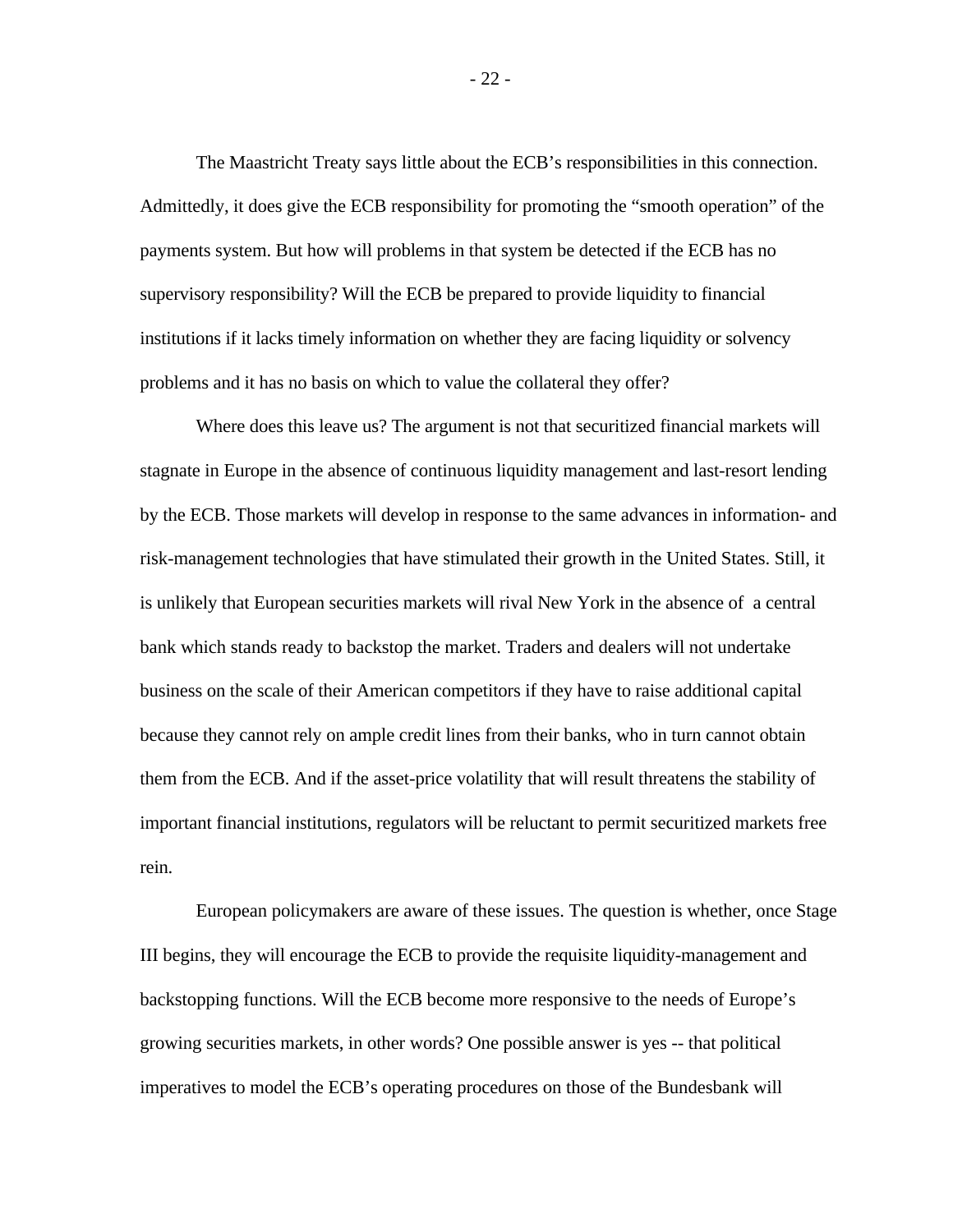The Maastricht Treaty says little about the ECB's responsibilities in this connection. Admittedly, it does give the ECB responsibility for promoting the "smooth operation" of the payments system. But how will problems in that system be detected if the ECB has no supervisory responsibility? Will the ECB be prepared to provide liquidity to financial institutions if it lacks timely information on whether they are facing liquidity or solvency problems and it has no basis on which to value the collateral they offer?

Where does this leave us? The argument is not that securitized financial markets will stagnate in Europe in the absence of continuous liquidity management and last-resort lending by the ECB. Those markets will develop in response to the same advances in information- and risk-management technologies that have stimulated their growth in the United States. Still, it is unlikely that European securities markets will rival New York in the absence of a central bank which stands ready to backstop the market. Traders and dealers will not undertake business on the scale of their American competitors if they have to raise additional capital because they cannot rely on ample credit lines from their banks, who in turn cannot obtain them from the ECB. And if the asset-price volatility that will result threatens the stability of important financial institutions, regulators will be reluctant to permit securitized markets free rein.

European policymakers are aware of these issues. The question is whether, once Stage III begins, they will encourage the ECB to provide the requisite liquidity-management and backstopping functions. Will the ECB become more responsive to the needs of Europe's growing securities markets, in other words? One possible answer is yes -- that political imperatives to model the ECB's operating procedures on those of the Bundesbank will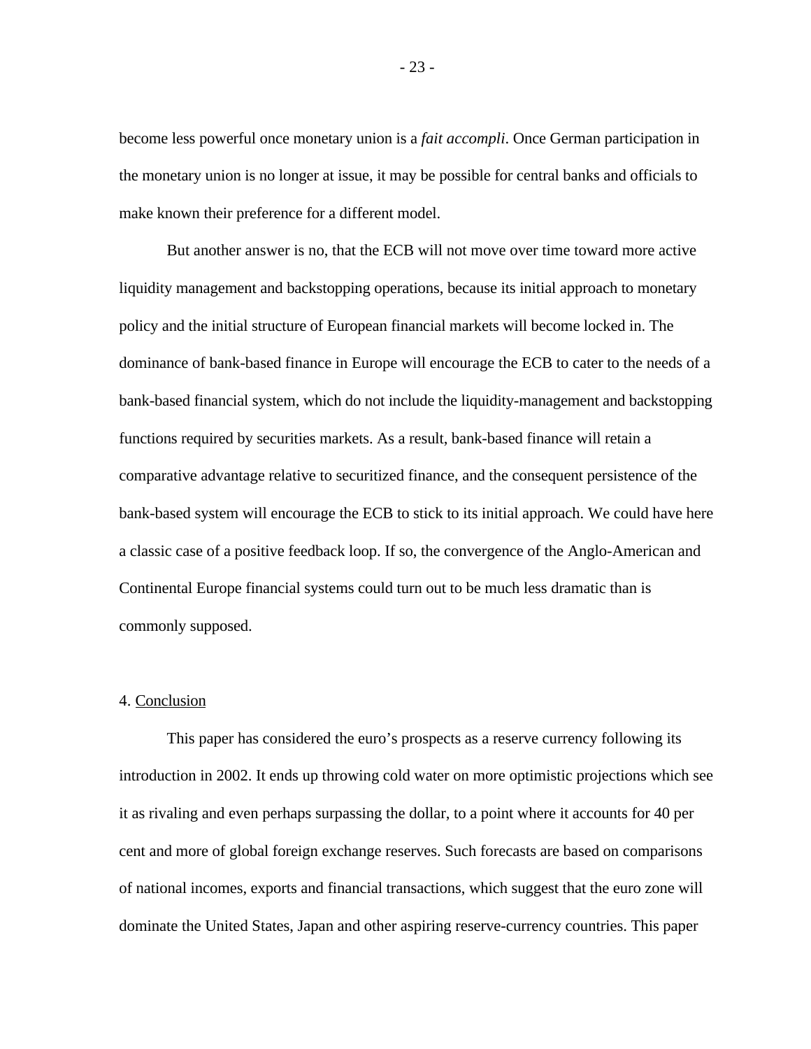become less powerful once monetary union is a *fait accompli*. Once German participation in the monetary union is no longer at issue, it may be possible for central banks and officials to make known their preference for a different model.

But another answer is no, that the ECB will not move over time toward more active liquidity management and backstopping operations, because its initial approach to monetary policy and the initial structure of European financial markets will become locked in. The dominance of bank-based finance in Europe will encourage the ECB to cater to the needs of a bank-based financial system, which do not include the liquidity-management and backstopping functions required by securities markets. As a result, bank-based finance will retain a comparative advantage relative to securitized finance, and the consequent persistence of the bank-based system will encourage the ECB to stick to its initial approach. We could have here a classic case of a positive feedback loop. If so, the convergence of the Anglo-American and Continental Europe financial systems could turn out to be much less dramatic than is commonly supposed.

## 4. Conclusion

This paper has considered the euro's prospects as a reserve currency following its introduction in 2002. It ends up throwing cold water on more optimistic projections which see it as rivaling and even perhaps surpassing the dollar, to a point where it accounts for 40 per cent and more of global foreign exchange reserves. Such forecasts are based on comparisons of national incomes, exports and financial transactions, which suggest that the euro zone will dominate the United States, Japan and other aspiring reserve-currency countries. This paper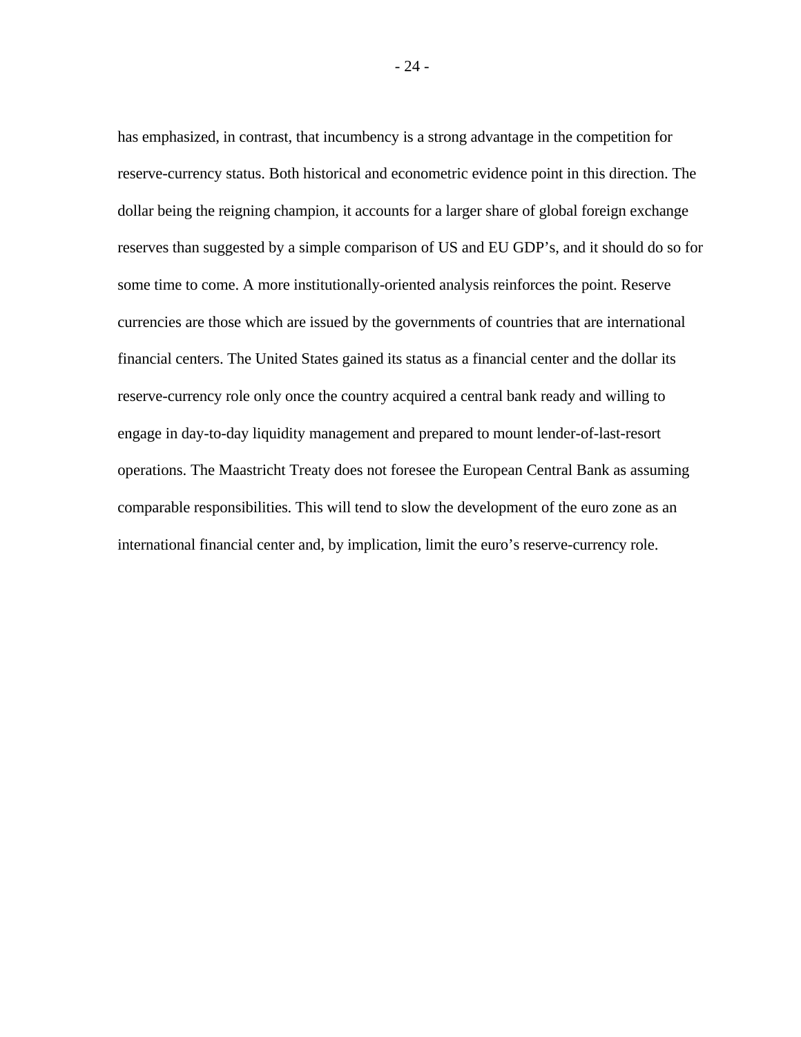has emphasized, in contrast, that incumbency is a strong advantage in the competition for reserve-currency status. Both historical and econometric evidence point in this direction. The dollar being the reigning champion, it accounts for a larger share of global foreign exchange reserves than suggested by a simple comparison of US and EU GDP's, and it should do so for some time to come. A more institutionally-oriented analysis reinforces the point. Reserve currencies are those which are issued by the governments of countries that are international financial centers. The United States gained its status as a financial center and the dollar its reserve-currency role only once the country acquired a central bank ready and willing to engage in day-to-day liquidity management and prepared to mount lender-of-last-resort operations. The Maastricht Treaty does not foresee the European Central Bank as assuming comparable responsibilities. This will tend to slow the development of the euro zone as an international financial center and, by implication, limit the euro's reserve-currency role.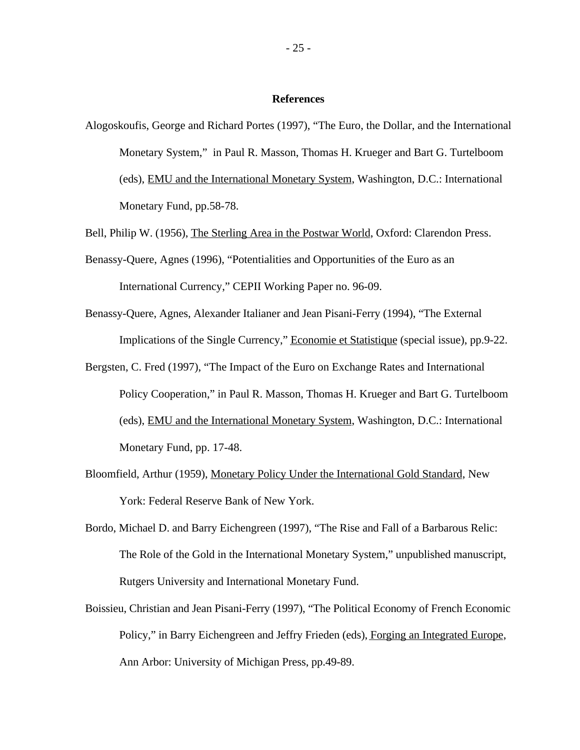## References

Alogoskoufis, George and Richard Portes (1997), "The Euro, the Dollar, and the International Monetary System," in Paul R. Masson, Thomas H. Krueger and Bart G. Turtelboom (eds), EMU and the International Monetary System, Washington, D.C.: International Monetary Fund, pp.58-78.

Bell, Philip W. (1956), The Sterling Area in the Postwar World, Oxford: Clarendon Press.

Benassy-Quere, Agnes (1996), "Potentialities and Opportunities of the Euro as an International Currency," CEPII Working Paper no. 96-09.

Benassy-Quere, Agnes, Alexander Italianer and Jean Pisani-Ferry (1994), "The External Implications of the Single Currency," Economie et Statistique (special issue), pp.9-22.

Bergsten, C. Fred (1997), "The Impact of the Euro on Exchange Rates and International Policy Cooperation," in Paul R. Masson, Thomas H. Krueger and Bart G. Turtelboom (eds), EMU and the International Monetary System, Washington, D.C.: International Monetary Fund, pp. 17-48.

Bloomfield, Arthur (1959), Monetary Policy Under the International Gold Standard, New York: Federal Reserve Bank of New York.

Bordo, Michael D. and Barry Eichengreen (1997), "The Rise and Fall of a Barbarous Relic: The Role of the Gold in the International Monetary System," unpublished manuscript, Rutgers University and International Monetary Fund.

Boissieu, Christian and Jean Pisani-Ferry (1997), "The Political Economy of French Economic Policy," in Barry Eichengreen and Jeffry Frieden (eds), Forging an Integrated Europe, Ann Arbor: University of Michigan Press, pp.49-89.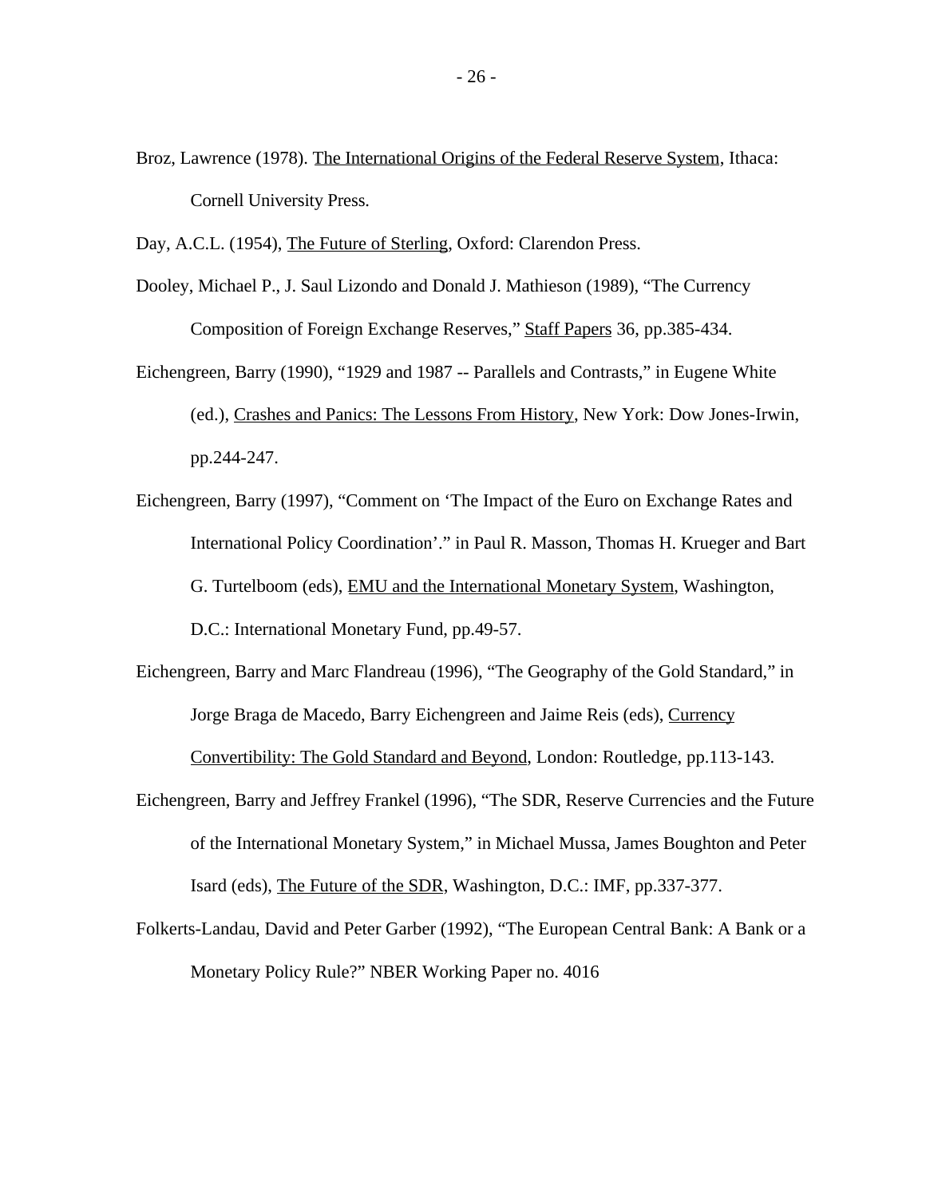Broz, Lawrence (1978). The International Origins of the Federal Reserve System, Ithaca: Cornell University Press.

Day, A.C.L. (1954), The Future of Sterling, Oxford: Clarendon Press.

Dooley, Michael P., J. Saul Lizondo and Donald J. Mathieson (1989), "The Currency Composition of Foreign Exchange Reserves," Staff Papers 36, pp.385-434.

Eichengreen, Barry (1990), "1929 and 1987 -- Parallels and Contrasts," in Eugene White (ed.), Crashes and Panics: The Lessons From History, New York: Dow Jones-Irwin, pp.244-247.

Eichengreen, Barry (1997), "Comment on 'The Impact of the Euro on Exchange Rates and International Policy Coordination'." in Paul R. Masson, Thomas H. Krueger and Bart G. Turtelboom (eds), EMU and the International Monetary System, Washington, D.C.: International Monetary Fund, pp.49-57.

Eichengreen, Barry and Marc Flandreau (1996), "The Geography of the Gold Standard," in Jorge Braga de Macedo, Barry Eichengreen and Jaime Reis (eds), Currency Convertibility: The Gold Standard and Beyond, London: Routledge, pp.113-143.

Eichengreen, Barry and Jeffrey Frankel (1996), "The SDR, Reserve Currencies and the Future of the International Monetary System," in Michael Mussa, James Boughton and Peter Isard (eds), The Future of the SDR, Washington, D.C.: IMF, pp.337-377.

Folkerts-Landau, David and Peter Garber (1992), "The European Central Bank: A Bank or a Monetary Policy Rule?" NBER Working Paper no. 4016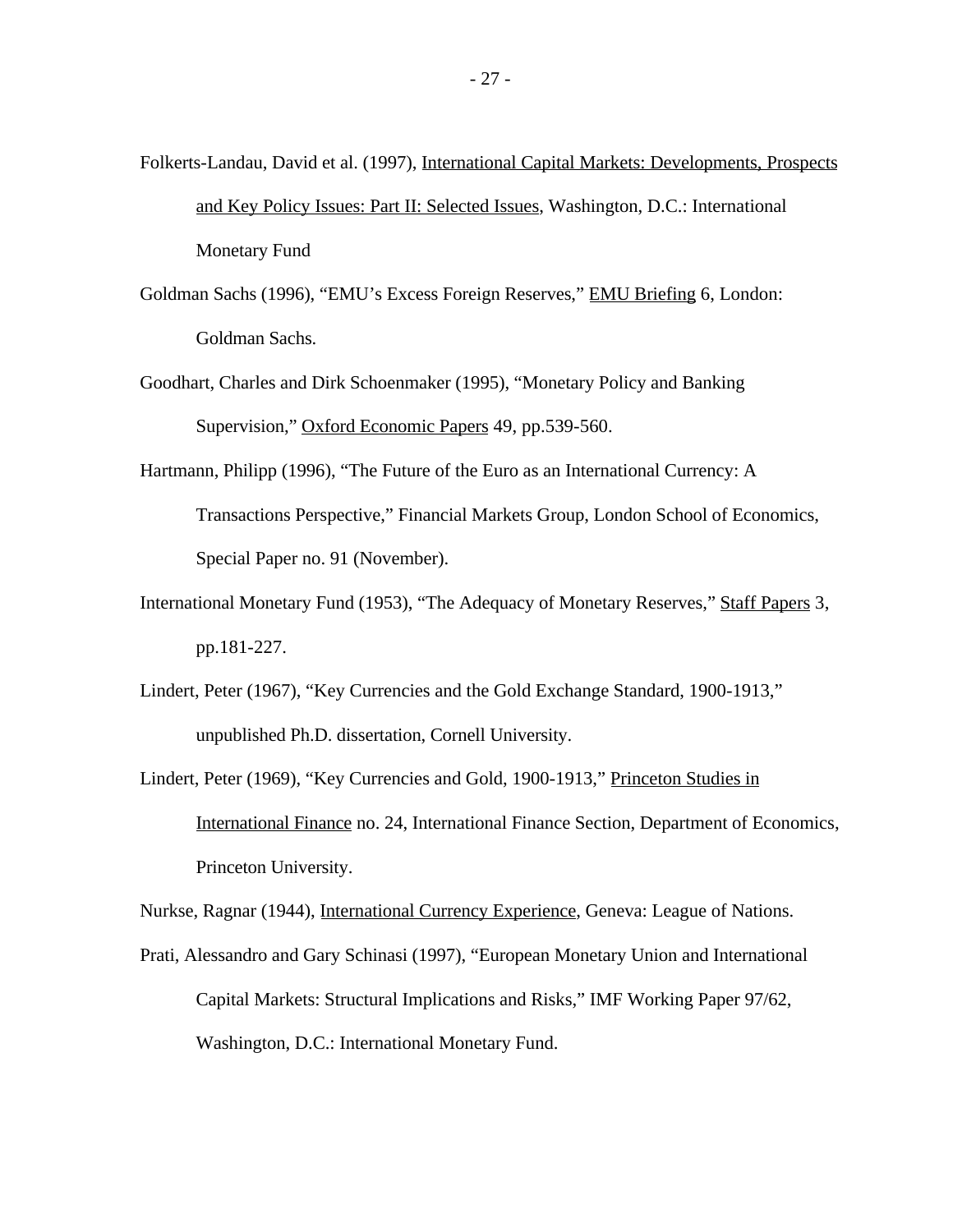Folkerts-Landau, David et al. (1997), International Capital Markets: Developments, Prospects and Key Policy Issues: Part II: Selected Issues, Washington, D.C.: International Monetary Fund

Goldman Sachs (1996), "EMU's Excess Foreign Reserves," EMU Briefing 6, London: Goldman Sachs.

Goodhart, Charles and Dirk Schoenmaker (1995), "Monetary Policy and Banking Supervision," Oxford Economic Papers 49, pp.539-560.

Hartmann, Philipp (1996), "The Future of the Euro as an International Currency: A Transactions Perspective," Financial Markets Group, London School of Economics, Special Paper no. 91 (November).

International Monetary Fund (1953), "The Adequacy of Monetary Reserves," Staff Papers 3, pp.181-227.

Lindert, Peter (1967), "Key Currencies and the Gold Exchange Standard, 1900-1913," unpublished Ph.D. dissertation, Cornell University.

Lindert, Peter (1969), "Key Currencies and Gold, 1900-1913," Princeton Studies in International Finance no. 24, International Finance Section, Department of Economics, Princeton University.

Nurkse, Ragnar (1944), International Currency Experience, Geneva: League of Nations.

Prati, Alessandro and Gary Schinasi (1997), "European Monetary Union and International Capital Markets: Structural Implications and Risks," IMF Working Paper 97/62, Washington, D.C.: International Monetary Fund.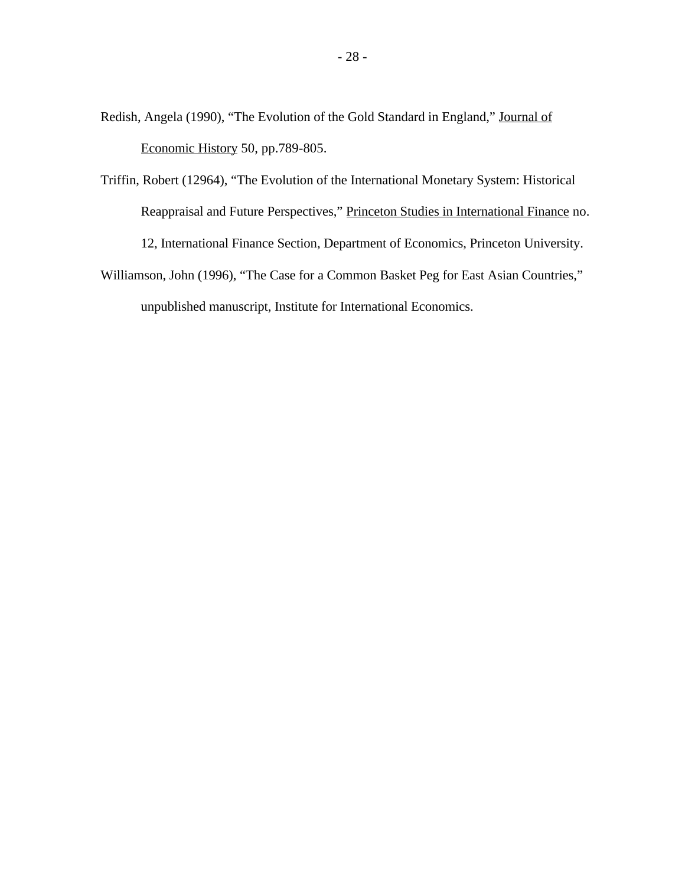Redish, Angela (1990), "The Evolution of the Gold Standard in England," Journal of Economic History 50, pp.789-805.

Triffin, Robert (12964), "The Evolution of the International Monetary System: Historical Reappraisal and Future Perspectives," Princeton Studies in International Finance no. 12, International Finance Section, Department of Economics, Princeton University.

Williamson, John (1996), "The Case for a Common Basket Peg for East Asian Countries," unpublished manuscript, Institute for International Economics.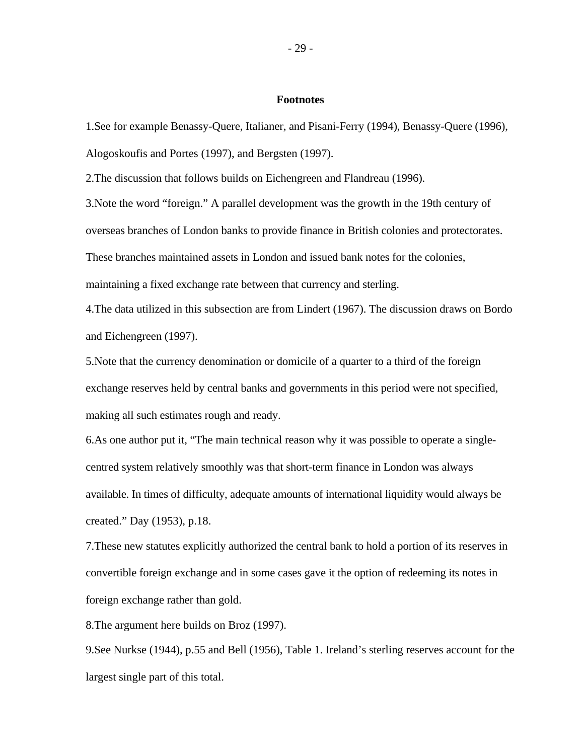**Footnotes**

1.See for example Benassy-Quere, Italianer, and Pisani-Ferry (1994), Benassy-Quere (1996), Alogoskoufis and Portes (1997), and Bergsten (1997).

2.The discussion that follows builds on Eichengreen and Flandreau (1996).

3.Note the word "foreign." A parallel development was the growth in the 19th century of overseas branches of London banks to provide finance in British colonies and protectorates. These branches maintained assets in London and issued bank notes for the colonies, maintaining a fixed exchange rate between that currency and sterling.

4.The data utilized in this subsection are from Lindert (1967). The discussion draws on Bordo and Eichengreen (1997).

5.Note that the currency denomination or domicile of a quarter to a third of the foreign exchange reserves held by central banks and governments in this period were not specified, making all such estimates rough and ready.

6.As one author put it, "The main technical reason why it was possible to operate a single-centred system relatively smoothly was that short-term finance in London was always available. In times of difficulty, adequate amounts of international liquidity would always be created." Day (1953), p.18.

7.These new statutes explicitly authorized the central bank to hold a portion of its reserves in convertible foreign exchange and in some cases gave it the option of redeeming its notes in foreign exchange rather than gold.

8.The argument here builds on Broz (1997).

9.See Nurkse (1944), p.55 and Bell (1956), Table 1. Ireland's sterling reserves account for the largest single part of this total.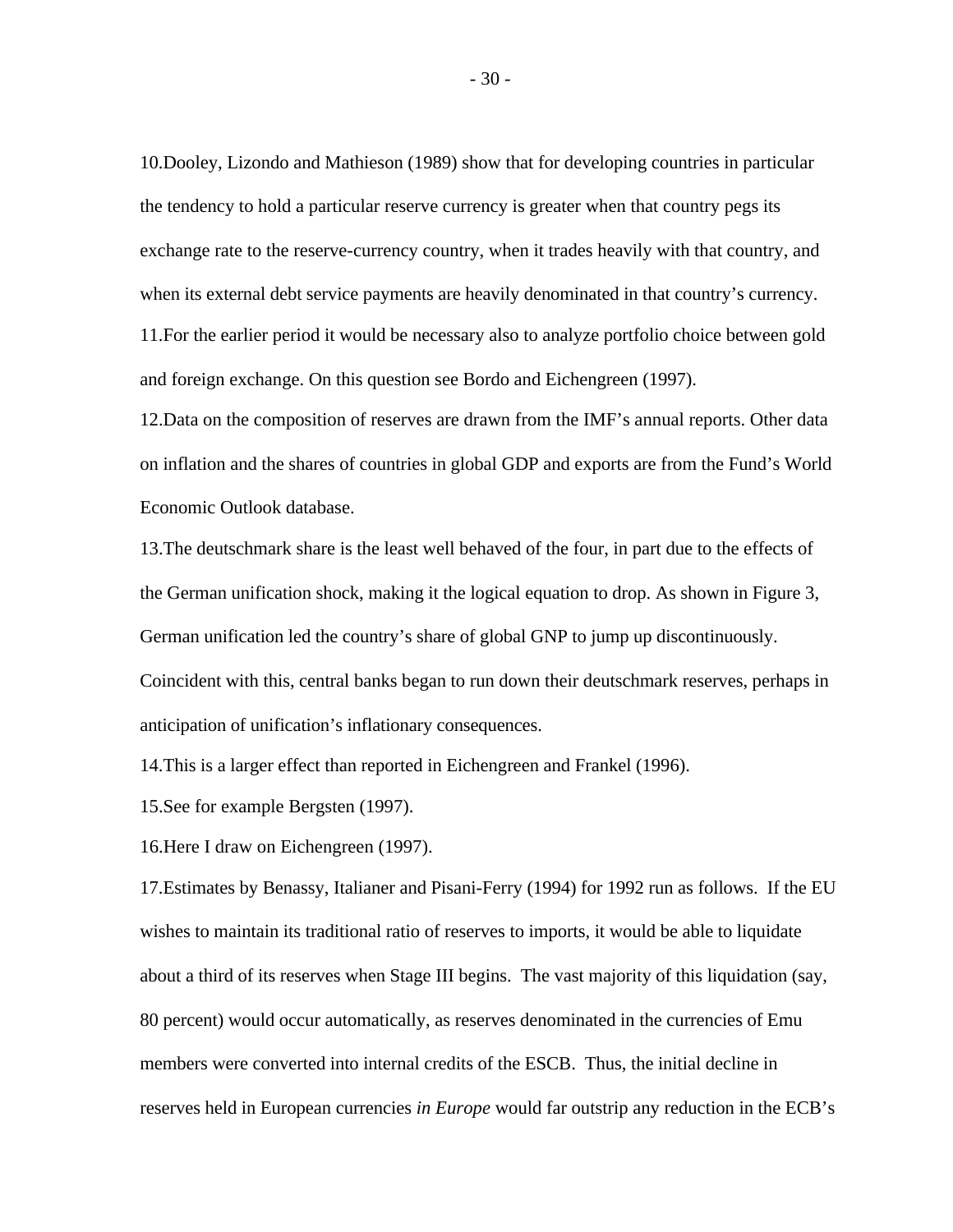10.Dooley, Lizondo and Mathieson (1989) show that for developing countries in particular the tendency to hold a particular reserve currency is greater when that country pegs its exchange rate to the reserve-currency country, when it trades heavily with that country, and when its external debt service payments are heavily denominated in that country's currency.

11.For the earlier period it would be necessary also to analyze portfolio choice between gold and foreign exchange. On this question see Bordo and Eichengreen (1997).

12.Data on the composition of reserves are drawn from the IMF's annual reports. Other data on inflation and the shares of countries in global GDP and exports are from the Fund's World Economic Outlook database.

13.The deutschmark share is the least well behaved of the four, in part due to the effects of the German unification shock, making it the logical equation to drop. As shown in Figure 3, German unification led the country's share of global GNP to jump up discontinuously. Coincident with this, central banks began to run down their deutschmark reserves, perhaps in anticipation of unification's inflationary consequences.

14.This is a larger effect than reported in Eichengreen and Frankel (1996).

15.See for example Bergsten (1997).

16.Here I draw on Eichengreen (1997).

17.Estimates by Benassy, Italianer and Pisani-Ferry (1994) for 1992 run as follows. If the EU wishes to maintain its traditional ratio of reserves to imports, it would be able to liquidate about a third of its reserves when Stage III begins. The vast majority of this liquidation (say, 80 percent) would occur automatically, as reserves denominated in the currencies of Emu members were converted into internal credits of the ESCB. Thus, the initial decline in reserves held in European currencies *in Europe* would far outstrip any reduction in the ECB's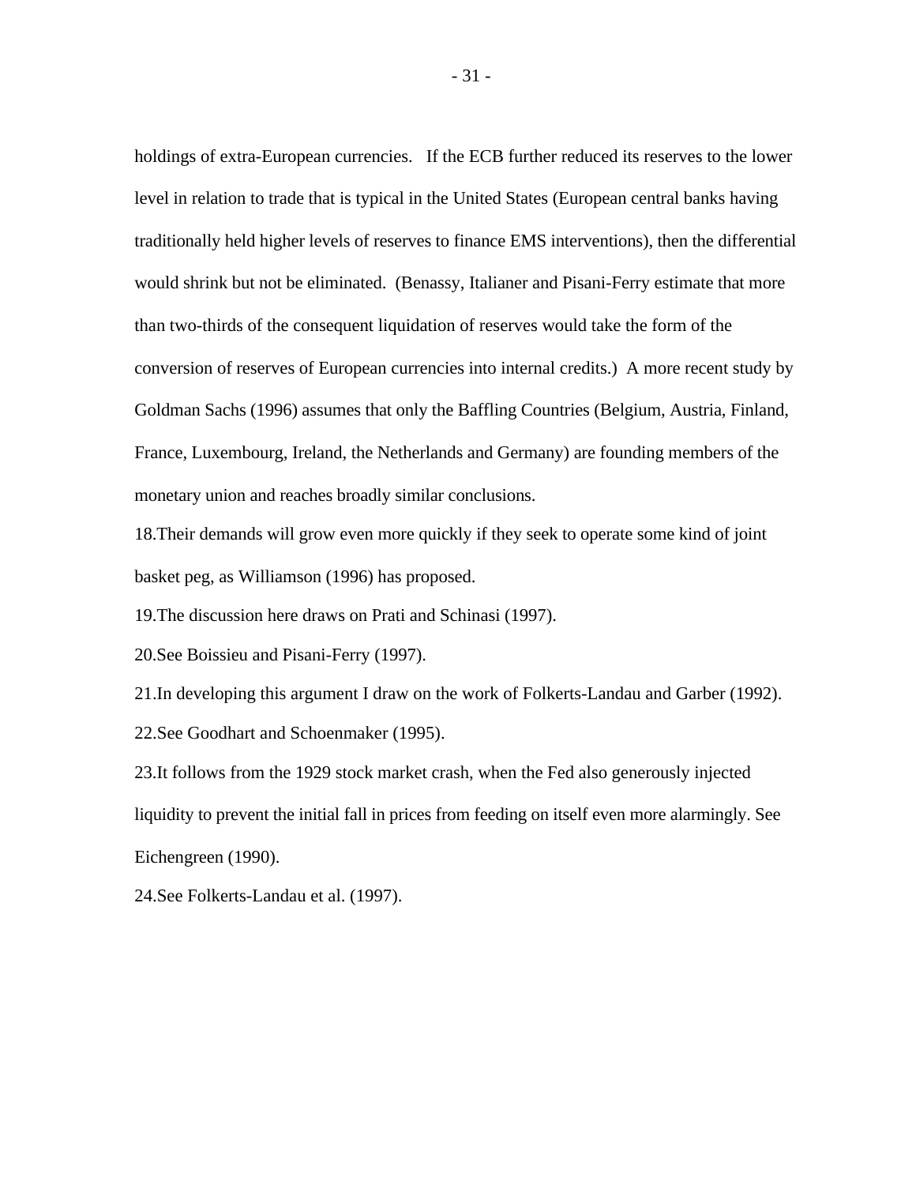holdings of extra-European currencies. If the ECB further reduced its reserves to the lower level in relation to trade that is typical in the United States (European central banks having traditionally held higher levels of reserves to finance EMS interventions), then the differential would shrink but not be eliminated. (Benassy, Italianer and Pisani-Ferry estimate that more than two-thirds of the consequent liquidation of reserves would take the form of the conversion of reserves of European currencies into internal credits.) A more recent study by Goldman Sachs (1996) assumes that only the Baffling Countries (Belgium, Austria, Finland, France, Luxembourg, Ireland, the Netherlands and Germany) are founding members of the monetary union and reaches broadly similar conclusions.

18.Their demands will grow even more quickly if they seek to operate some kind of joint basket peg, as Williamson (1996) has proposed.

19.The discussion here draws on Prati and Schinasi (1997).

20.See Boissieu and Pisani-Ferry (1997).

21.In developing this argument I draw on the work of Folkerts-Landau and Garber (1992).

22.See Goodhart and Schoenmaker (1995).

23.It follows from the 1929 stock market crash, when the Fed also generously injected liquidity to prevent the initial fall in prices from feeding on itself even more alarmingly. See Eichengreen (1990).

24.See Folkerts-Landau et al. (1997).